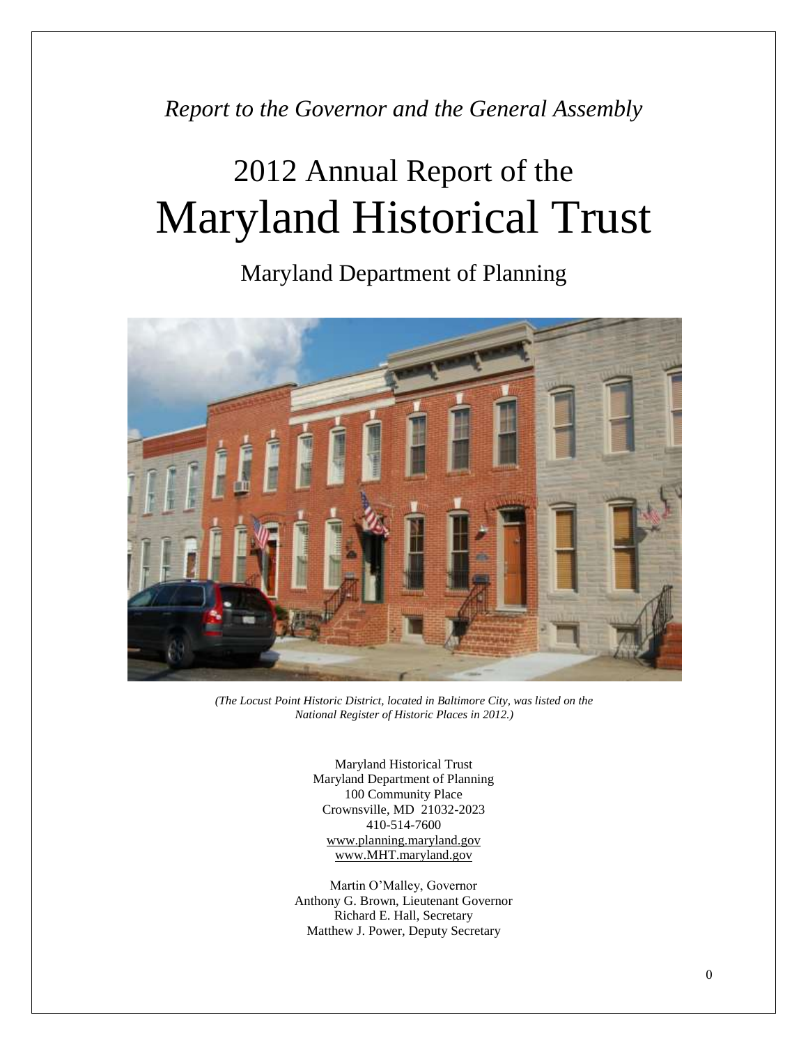*Report to the Governor and the General Assembly*

# 2012 Annual Report of the Maryland Historical Trust

## Maryland Department of Planning

*(The Locust Point Historic District, located in Baltimore City, was listed on the National Register of Historic Places in 2012.)*

Maryland Historical Trust
Maryland Department of Planning
100 Community Place
Crownsville, MD 21032-2023
410-514-7600
www.planning.maryland.gov
www.MHT.maryland.gov

Martin O'Malley, Governor
Anthony G. Brown, Lieutenant Governor
Richard E. Hall, Secretary
Matthew J. Power, Deputy Secretary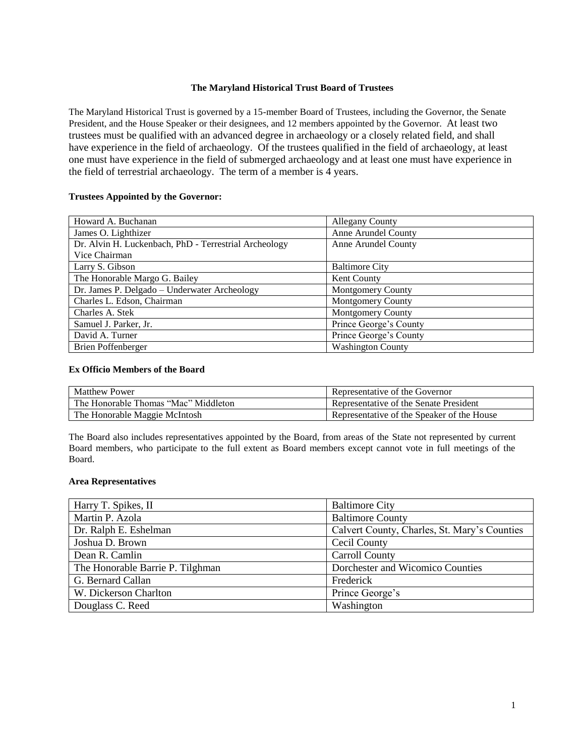### The Maryland Historical Trust Board of Trustees

The Maryland Historical Trust is governed by a 15-member Board of Trustees, including the Governor, the Senate President, and the House Speaker or their designees, and 12 members appointed by the Governor. At least two trustees must be qualified with an advanced degree in archaeology or a closely related field, and shall have experience in the field of archaeology. Of the trustees qualified in the field of archaeology, at least one must have experience in the field of submerged archaeology and at least one must have experience in the field of terrestrial archaeology. The term of a member is 4 years.

**Trustees Appointed by the Governor:**

| | |
|---|---|
| Howard A. Buchanan | Allegany County |
| James O. Lighthizer | Anne Arundel County |
| Dr. Alvin H. Luckenbach, PhD - Terrestrial Archeology<br>Vice Chairman | Anne Arundel County |
| Larry S. Gibson | Baltimore City |
| The Honorable Margo G. Bailey | Kent County |
| Dr. James P. Delgado – Underwater Archeology | Montgomery County |
| Charles L. Edson, Chairman | Montgomery County |
| Charles A. Stek | Montgomery County |
| Samuel J. Parker, Jr. | Prince George's County |
| David A. Turner | Prince George's County |
| Brien Poffenberger | Washington County |

**Ex Officio Members of the Board**

| | |
|---|---|
| Matthew Power | Representative of the Governor |
| The Honorable Thomas "Mac" Middleton | Representative of the Senate President |
| The Honorable Maggie McIntosh | Representative of the Speaker of the House |

The Board also includes representatives appointed by the Board, from areas of the State not represented by current Board members, who participate to the full extent as Board members except cannot vote in full meetings of the Board.

**Area Representatives**

| | |
|---|---|
| Harry T. Spikes, II | Baltimore City |
| Martin P. Azola | Baltimore County |
| Dr. Ralph E. Eshelman | Calvert County, Charles, St. Mary's Counties |
| Joshua D. Brown | Cecil County |
| Dean R. Camlin | Carroll County |
| The Honorable Barrie P. Tilghman | Dorchester and Wicomico Counties |
| G. Bernard Callan | Frederick |
| W. Dickerson Charlton | Prince George's |
| Douglass C. Reed | Washington |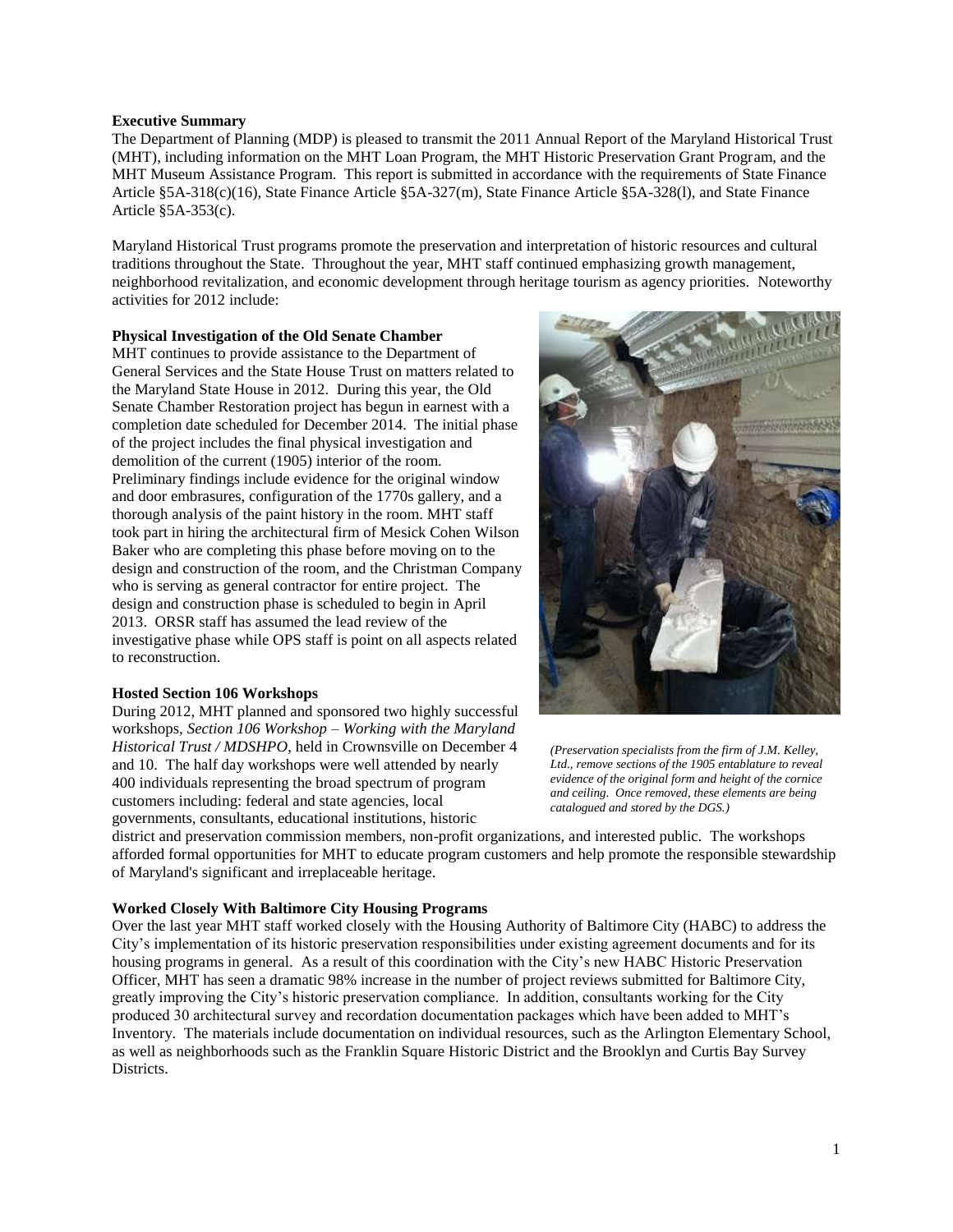**Executive Summary**

The Department of Planning (MDP) is pleased to transmit the 2011 Annual Report of the Maryland Historical Trust (MHT), including information on the MHT Loan Program, the MHT Historic Preservation Grant Program, and the MHT Museum Assistance Program. This report is submitted in accordance with the requirements of State Finance Article §5A-318(c)(16), State Finance Article §5A-327(m), State Finance Article §5A-328(l), and State Finance Article §5A-353(c).

Maryland Historical Trust programs promote the preservation and interpretation of historic resources and cultural traditions throughout the State. Throughout the year, MHT staff continued emphasizing growth management, neighborhood revitalization, and economic development through heritage tourism as agency priorities. Noteworthy activities for 2012 include:

**Physical Investigation of the Old Senate Chamber**

MHT continues to provide assistance to the Department of General Services and the State House Trust on matters related to the Maryland State House in 2012. During this year, the Old Senate Chamber Restoration project has begun in earnest with a completion date scheduled for December 2014. The initial phase of the project includes the final physical investigation and demolition of the current (1905) interior of the room. Preliminary findings include evidence for the original window and door embrasures, configuration of the 1770s gallery, and a thorough analysis of the paint history in the room. MHT staff took part in hiring the architectural firm of Mesick Cohen Wilson Baker who are completing this phase before moving on to the design and construction of the room, and the Christman Company who is serving as general contractor for entire project. The design and construction phase is scheduled to begin in April 2013. ORSR staff has assumed the lead review of the investigative phase while OPS staff is point on all aspects related to reconstruction.

*(Preservation specialists from the firm of J.M. Kelley, Ltd., remove sections of the 1905 entablature to reveal evidence of the original form and height of the cornice and ceiling. Once removed, these elements are being catalogued and stored by the DGS.)*

**Hosted Section 106 Workshops**

During 2012, MHT planned and sponsored two highly successful workshops, *Section 106 Workshop – Working with the Maryland Historical Trust / MDSHPO*, held in Crownsville on December 4 and 10. The half day workshops were well attended by nearly 400 individuals representing the broad spectrum of program customers including: federal and state agencies, local governments, consultants, educational institutions, historic district and preservation commission members, non-profit organizations, and interested public. The workshops afforded formal opportunities for MHT to educate program customers and help promote the responsible stewardship of Maryland's significant and irreplaceable heritage.

**Worked Closely With Baltimore City Housing Programs**

Over the last year MHT staff worked closely with the Housing Authority of Baltimore City (HABC) to address the City's implementation of its historic preservation responsibilities under existing agreement documents and for its housing programs in general. As a result of this coordination with the City's new HABC Historic Preservation Officer, MHT has seen a dramatic 98% increase in the number of project reviews submitted for Baltimore City, greatly improving the City's historic preservation compliance. In addition, consultants working for the City produced 30 architectural survey and recordation documentation packages which have been added to MHT's Inventory. The materials include documentation on individual resources, such as the Arlington Elementary School, as well as neighborhoods such as the Franklin Square Historic District and the Brooklyn and Curtis Bay Survey Districts.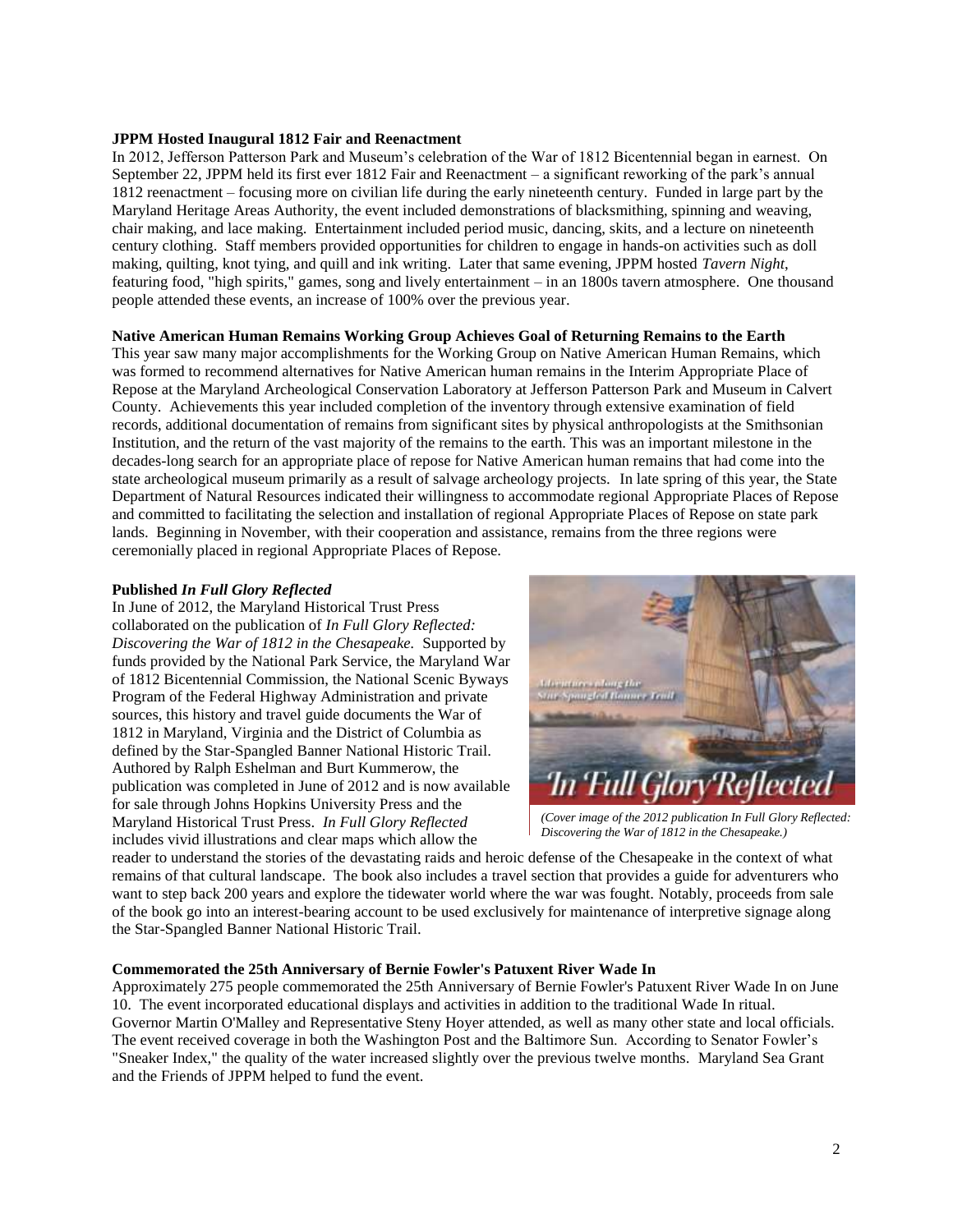**JPPM Hosted Inaugural 1812 Fair and Reenactment**

In 2012, Jefferson Patterson Park and Museum's celebration of the War of 1812 Bicentennial began in earnest. On September 22, JPPM held its first ever 1812 Fair and Reenactment – a significant reworking of the park's annual 1812 reenactment – focusing more on civilian life during the early nineteenth century. Funded in large part by the Maryland Heritage Areas Authority, the event included demonstrations of blacksmithing, spinning and weaving, chair making, and lace making. Entertainment included period music, dancing, skits, and a lecture on nineteenth century clothing. Staff members provided opportunities for children to engage in hands-on activities such as doll making, quilting, knot tying, and quill and ink writing. Later that same evening, JPPM hosted *Tavern Night*, featuring food, "high spirits," games, song and lively entertainment – in an 1800s tavern atmosphere. One thousand people attended these events, an increase of 100% over the previous year.

**Native American Human Remains Working Group Achieves Goal of Returning Remains to the Earth**

This year saw many major accomplishments for the Working Group on Native American Human Remains, which was formed to recommend alternatives for Native American human remains in the Interim Appropriate Place of Repose at the Maryland Archeological Conservation Laboratory at Jefferson Patterson Park and Museum in Calvert County. Achievements this year included completion of the inventory through extensive examination of field records, additional documentation of remains from significant sites by physical anthropologists at the Smithsonian Institution, and the return of the vast majority of the remains to the earth. This was an important milestone in the decades-long search for an appropriate place of repose for Native American human remains that had come into the state archeological museum primarily as a result of salvage archeology projects. In late spring of this year, the State Department of Natural Resources indicated their willingness to accommodate regional Appropriate Places of Repose and committed to facilitating the selection and installation of regional Appropriate Places of Repose on state park lands. Beginning in November, with their cooperation and assistance, remains from the three regions were ceremonially placed in regional Appropriate Places of Repose.

**Published *In Full Glory Reflected***

In June of 2012, the Maryland Historical Trust Press collaborated on the publication of *In Full Glory Reflected: Discovering the War of 1812 in the Chesapeake.* Supported by funds provided by the National Park Service, the Maryland War of 1812 Bicentennial Commission, the National Scenic Byways Program of the Federal Highway Administration and private sources, this history and travel guide documents the War of 1812 in Maryland, Virginia and the District of Columbia as defined by the Star-Spangled Banner National Historic Trail. Authored by Ralph Eshelman and Burt Kummerow, the publication was completed in June of 2012 and is now available for sale through Johns Hopkins University Press and the Maryland Historical Trust Press. *In Full Glory Reflected* includes vivid illustrations and clear maps which allow the reader to understand the stories of the devastating raids and heroic defense of the Chesapeake in the context of what remains of that cultural landscape. The book also includes a travel section that provides a guide for adventurers who want to step back 200 years and explore the tidewater world where the war was fought. Notably, proceeds from sale of the book go into an interest-bearing account to be used exclusively for maintenance of interpretive signage along the Star-Spangled Banner National Historic Trail.

*(Cover image of the 2012 publication In Full Glory Reflected: Discovering the War of 1812 in the Chesapeake.)*

**Commemorated the 25th Anniversary of Bernie Fowler's Patuxent River Wade In**

Approximately 275 people commemorated the 25th Anniversary of Bernie Fowler's Patuxent River Wade In on June 10. The event incorporated educational displays and activities in addition to the traditional Wade In ritual. Governor Martin O'Malley and Representative Steny Hoyer attended, as well as many other state and local officials. The event received coverage in both the Washington Post and the Baltimore Sun. According to Senator Fowler's "Sneaker Index," the quality of the water increased slightly over the previous twelve months. Maryland Sea Grant and the Friends of JPPM helped to fund the event.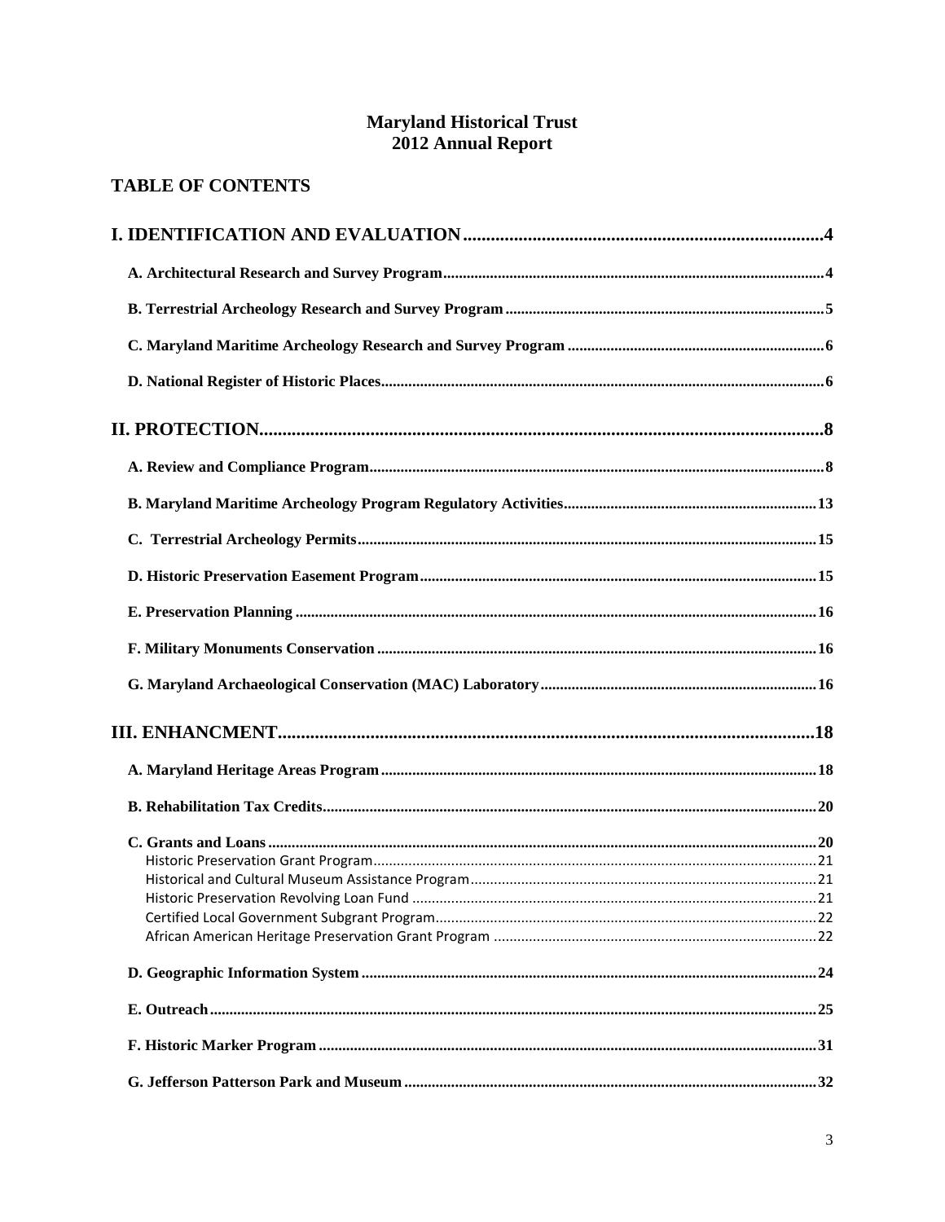# Maryland Historical Trust
# 2012 Annual Report

## TABLE OF CONTENTS

**I. IDENTIFICATION AND EVALUATION....4**

- **A. Architectural Research and Survey Program....4**
- **B. Terrestrial Archeology Research and Survey Program....5**
- **C. Maryland Maritime Archeology Research and Survey Program....6**
- **D. National Register of Historic Places....6**

**II. PROTECTION....8**

- **A. Review and Compliance Program....8**
- **B. Maryland Maritime Archeology Program Regulatory Activities....13**
- **C. Terrestrial Archeology Permits....15**
- **D. Historic Preservation Easement Program....15**
- **E. Preservation Planning....16**
- **F. Military Monuments Conservation....16**
- **G. Maryland Archaeological Conservation (MAC) Laboratory....16**

**III. ENHANCMENT....18**

- **A. Maryland Heritage Areas Program....18**
- **B. Rehabilitation Tax Credits....20**
- **C. Grants and Loans....20**
  - Historic Preservation Grant Program....21
  - Historical and Cultural Museum Assistance Program....21
  - Historic Preservation Revolving Loan Fund....21
  - Certified Local Government Subgrant Program....22
  - African American Heritage Preservation Grant Program....22
- **D. Geographic Information System....24**
- **E. Outreach....25**
- **F. Historic Marker Program....31**
- **G. Jefferson Patterson Park and Museum....32**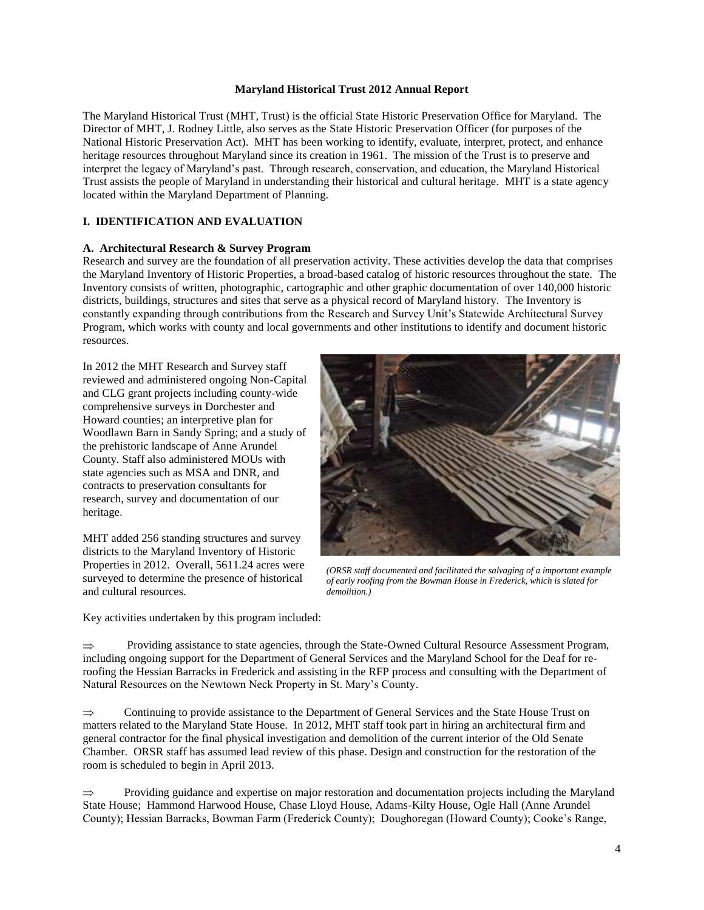**Maryland Historical Trust 2012 Annual Report**

The Maryland Historical Trust (MHT, Trust) is the official State Historic Preservation Office for Maryland. The Director of MHT, J. Rodney Little, also serves as the State Historic Preservation Officer (for purposes of the National Historic Preservation Act). MHT has been working to identify, evaluate, interpret, protect, and enhance heritage resources throughout Maryland since its creation in 1961. The mission of the Trust is to preserve and interpret the legacy of Maryland's past. Through research, conservation, and education, the Maryland Historical Trust assists the people of Maryland in understanding their historical and cultural heritage. MHT is a state agency located within the Maryland Department of Planning.

## I. IDENTIFICATION AND EVALUATION

### A. Architectural Research & Survey Program

Research and survey are the foundation of all preservation activity. These activities develop the data that comprises the Maryland Inventory of Historic Properties, a broad-based catalog of historic resources throughout the state. The Inventory consists of written, photographic, cartographic and other graphic documentation of over 140,000 historic districts, buildings, structures and sites that serve as a physical record of Maryland history. The Inventory is constantly expanding through contributions from the Research and Survey Unit's Statewide Architectural Survey Program, which works with county and local governments and other institutions to identify and document historic resources.

In 2012 the MHT Research and Survey staff reviewed and administered ongoing Non-Capital and CLG grant projects including county-wide comprehensive surveys in Dorchester and Howard counties; an interpretive plan for Woodlawn Barn in Sandy Spring; and a study of the prehistoric landscape of Anne Arundel County. Staff also administered MOUs with state agencies such as MSA and DNR, and contracts to preservation consultants for research, survey and documentation of our heritage.

MHT added 256 standing structures and survey districts to the Maryland Inventory of Historic Properties in 2012. Overall, 5611.24 acres were surveyed to determine the presence of historical and cultural resources.

*(ORSR staff documented and facilitated the salvaging of a important example of early roofing from the Bowman House in Frederick, which is slated for demolition.)*

Key activities undertaken by this program included:

⇒ Providing assistance to state agencies, through the State-Owned Cultural Resource Assessment Program, including ongoing support for the Department of General Services and the Maryland School for the Deaf for re-roofing the Hessian Barracks in Frederick and assisting in the RFP process and consulting with the Department of Natural Resources on the Newtown Neck Property in St. Mary's County.

⇒ Continuing to provide assistance to the Department of General Services and the State House Trust on matters related to the Maryland State House. In 2012, MHT staff took part in hiring an architectural firm and general contractor for the final physical investigation and demolition of the current interior of the Old Senate Chamber. ORSR staff has assumed lead review of this phase. Design and construction for the restoration of the room is scheduled to begin in April 2013.

⇒ Providing guidance and expertise on major restoration and documentation projects including the Maryland State House; Hammond Harwood House, Chase Lloyd House, Adams-Kilty House, Ogle Hall (Anne Arundel County); Hessian Barracks, Bowman Farm (Frederick County); Doughoregan (Howard County); Cooke's Range,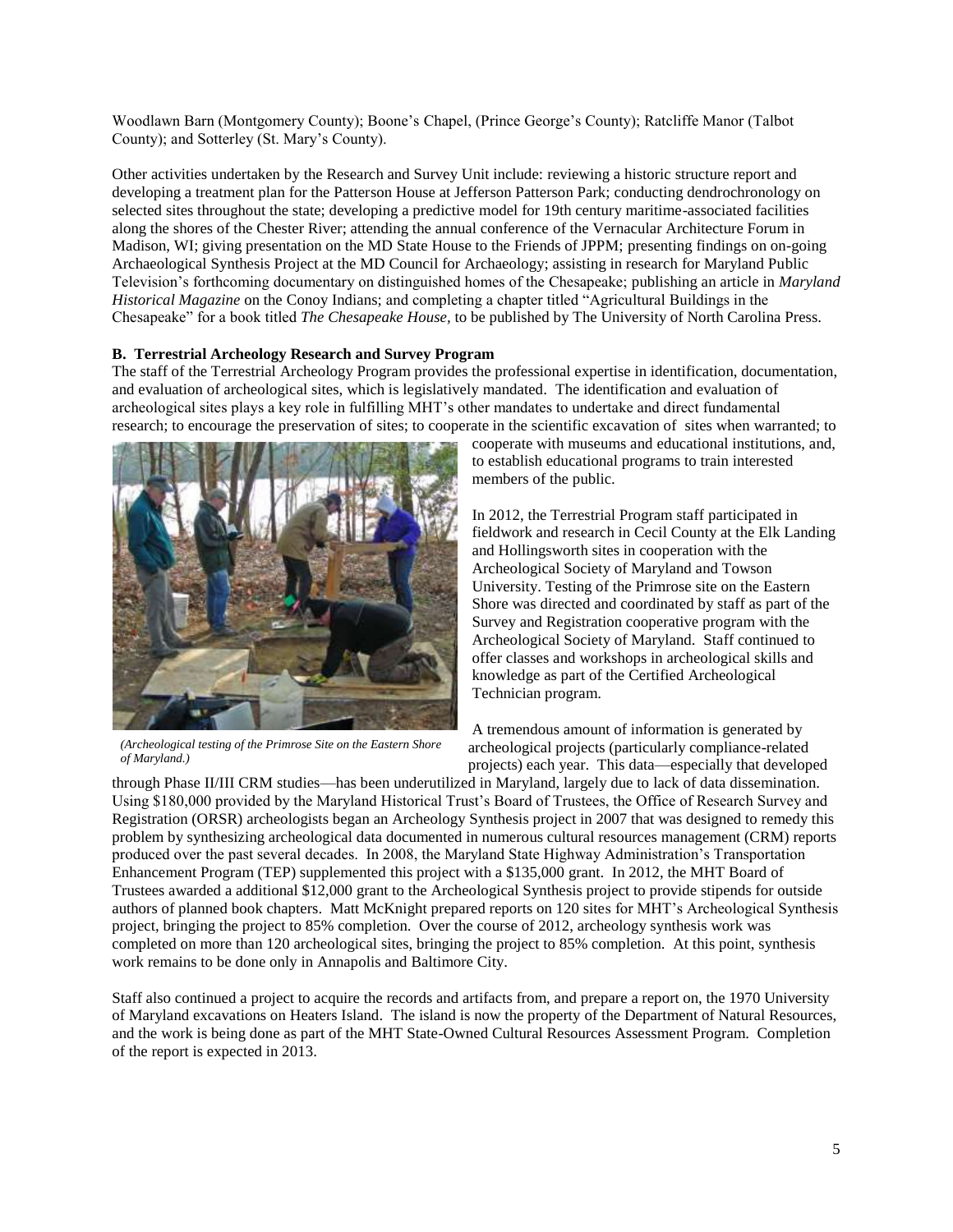Woodlawn Barn (Montgomery County); Boone's Chapel, (Prince George's County); Ratcliffe Manor (Talbot County); and Sotterley (St. Mary's County).

Other activities undertaken by the Research and Survey Unit include: reviewing a historic structure report and developing a treatment plan for the Patterson House at Jefferson Patterson Park; conducting dendrochronology on selected sites throughout the state; developing a predictive model for 19th century maritime-associated facilities along the shores of the Chester River; attending the annual conference of the Vernacular Architecture Forum in Madison, WI; giving presentation on the MD State House to the Friends of JPPM; presenting findings on on-going Archaeological Synthesis Project at the MD Council for Archaeology; assisting in research for Maryland Public Television's forthcoming documentary on distinguished homes of the Chesapeake; publishing an article in *Maryland Historical Magazine* on the Conoy Indians; and completing a chapter titled "Agricultural Buildings in the Chesapeake" for a book titled *The Chesapeake House,* to be published by The University of North Carolina Press.

**B. Terrestrial Archeology Research and Survey Program**

The staff of the Terrestrial Archeology Program provides the professional expertise in identification, documentation, and evaluation of archeological sites, which is legislatively mandated. The identification and evaluation of archeological sites plays a key role in fulfilling MHT's other mandates to undertake and direct fundamental research; to encourage the preservation of sites; to cooperate in the scientific excavation of sites when warranted; to cooperate with museums and educational institutions, and, to establish educational programs to train interested members of the public.

*(Archeological testing of the Primrose Site on the Eastern Shore of Maryland.)*

In 2012, the Terrestrial Program staff participated in fieldwork and research in Cecil County at the Elk Landing and Hollingsworth sites in cooperation with the Archeological Society of Maryland and Towson University. Testing of the Primrose site on the Eastern Shore was directed and coordinated by staff as part of the Survey and Registration cooperative program with the Archeological Society of Maryland. Staff continued to offer classes and workshops in archeological skills and knowledge as part of the Certified Archeological Technician program.

A tremendous amount of information is generated by archeological projects (particularly compliance-related projects) each year. This data—especially that developed through Phase II/III CRM studies—has been underutilized in Maryland, largely due to lack of data dissemination. Using $180,000 provided by the Maryland Historical Trust's Board of Trustees, the Office of Research Survey and Registration (ORSR) archeologists began an Archeology Synthesis project in 2007 that was designed to remedy this problem by synthesizing archeological data documented in numerous cultural resources management (CRM) reports produced over the past several decades. In 2008, the Maryland State Highway Administration's Transportation Enhancement Program (TEP) supplemented this project with a $135,000 grant. In 2012, the MHT Board of Trustees awarded a additional $12,000 grant to the Archeological Synthesis project to provide stipends for outside authors of planned book chapters. Matt McKnight prepared reports on 120 sites for MHT's Archeological Synthesis project, bringing the project to 85% completion. Over the course of 2012, archeology synthesis work was completed on more than 120 archeological sites, bringing the project to 85% completion. At this point, synthesis work remains to be done only in Annapolis and Baltimore City.

Staff also continued a project to acquire the records and artifacts from, and prepare a report on, the 1970 University of Maryland excavations on Heaters Island. The island is now the property of the Department of Natural Resources, and the work is being done as part of the MHT State-Owned Cultural Resources Assessment Program. Completion of the report is expected in 2013.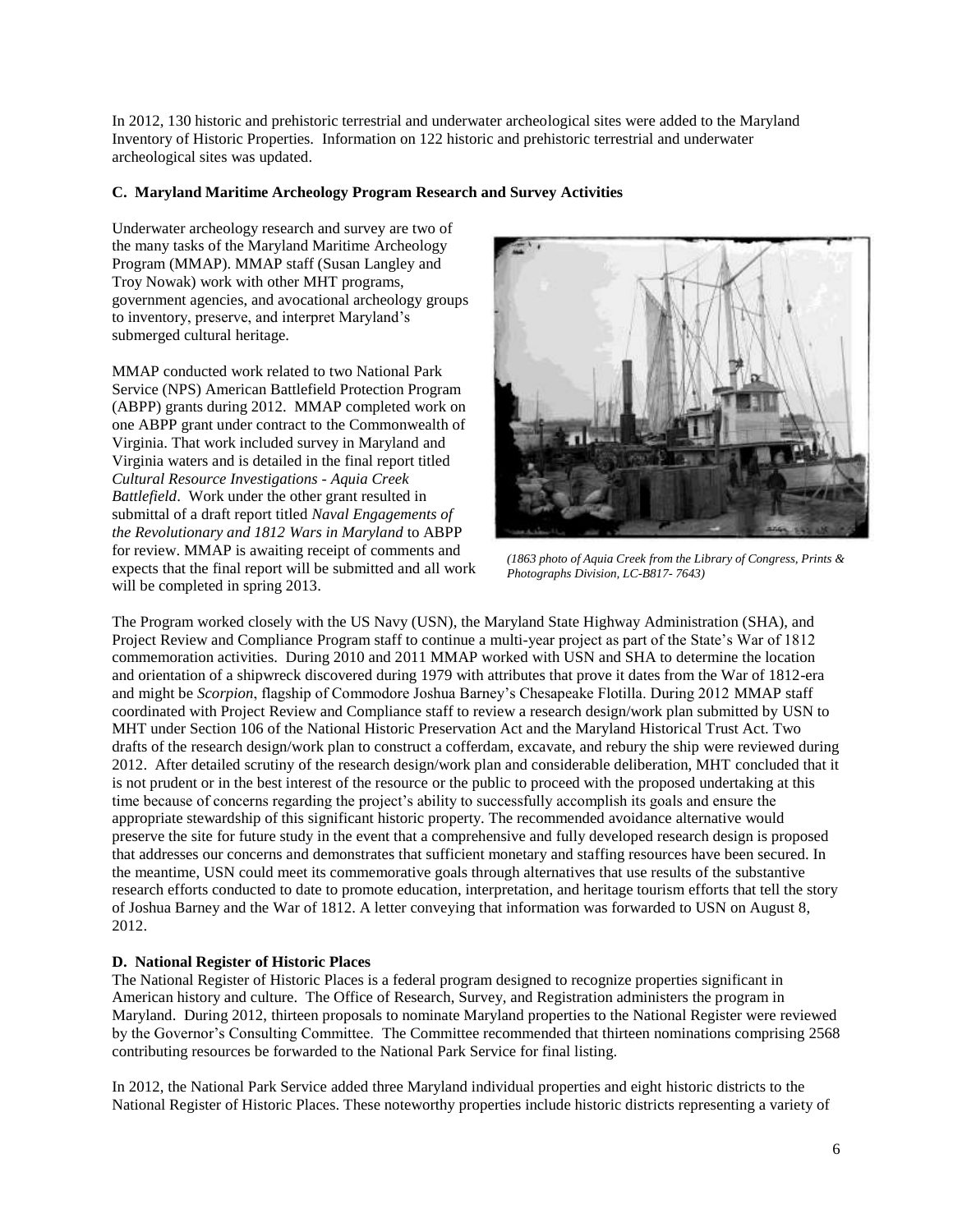In 2012, 130 historic and prehistoric terrestrial and underwater archeological sites were added to the Maryland Inventory of Historic Properties. Information on 122 historic and prehistoric terrestrial and underwater archeological sites was updated.

**C. Maryland Maritime Archeology Program Research and Survey Activities**

Underwater archeology research and survey are two of the many tasks of the Maryland Maritime Archeology Program (MMAP). MMAP staff (Susan Langley and Troy Nowak) work with other MHT programs, government agencies, and avocational archeology groups to inventory, preserve, and interpret Maryland's submerged cultural heritage.

MMAP conducted work related to two National Park Service (NPS) American Battlefield Protection Program (ABPP) grants during 2012. MMAP completed work on one ABPP grant under contract to the Commonwealth of Virginia. That work included survey in Maryland and Virginia waters and is detailed in the final report titled *Cultural Resource Investigations - Aquia Creek Battlefield*. Work under the other grant resulted in submittal of a draft report titled *Naval Engagements of the Revolutionary and 1812 Wars in Maryland* to ABPP for review. MMAP is awaiting receipt of comments and expects that the final report will be submitted and all work will be completed in spring 2013.

*(1863 photo of Aquia Creek from the Library of Congress, Prints & Photographs Division, LC-B817- 7643)*

The Program worked closely with the US Navy (USN), the Maryland State Highway Administration (SHA), and Project Review and Compliance Program staff to continue a multi-year project as part of the State's War of 1812 commemoration activities. During 2010 and 2011 MMAP worked with USN and SHA to determine the location and orientation of a shipwreck discovered during 1979 with attributes that prove it dates from the War of 1812-era and might be *Scorpion*, flagship of Commodore Joshua Barney's Chesapeake Flotilla. During 2012 MMAP staff coordinated with Project Review and Compliance staff to review a research design/work plan submitted by USN to MHT under Section 106 of the National Historic Preservation Act and the Maryland Historical Trust Act. Two drafts of the research design/work plan to construct a cofferdam, excavate, and rebury the ship were reviewed during 2012. After detailed scrutiny of the research design/work plan and considerable deliberation, MHT concluded that it is not prudent or in the best interest of the resource or the public to proceed with the proposed undertaking at this time because of concerns regarding the project's ability to successfully accomplish its goals and ensure the appropriate stewardship of this significant historic property. The recommended avoidance alternative would preserve the site for future study in the event that a comprehensive and fully developed research design is proposed that addresses our concerns and demonstrates that sufficient monetary and staffing resources have been secured. In the meantime, USN could meet its commemorative goals through alternatives that use results of the substantive research efforts conducted to date to promote education, interpretation, and heritage tourism efforts that tell the story of Joshua Barney and the War of 1812. A letter conveying that information was forwarded to USN on August 8, 2012.

**D. National Register of Historic Places**

The National Register of Historic Places is a federal program designed to recognize properties significant in American history and culture. The Office of Research, Survey, and Registration administers the program in Maryland. During 2012, thirteen proposals to nominate Maryland properties to the National Register were reviewed by the Governor's Consulting Committee. The Committee recommended that thirteen nominations comprising 2568 contributing resources be forwarded to the National Park Service for final listing.

In 2012, the National Park Service added three Maryland individual properties and eight historic districts to the National Register of Historic Places. These noteworthy properties include historic districts representing a variety of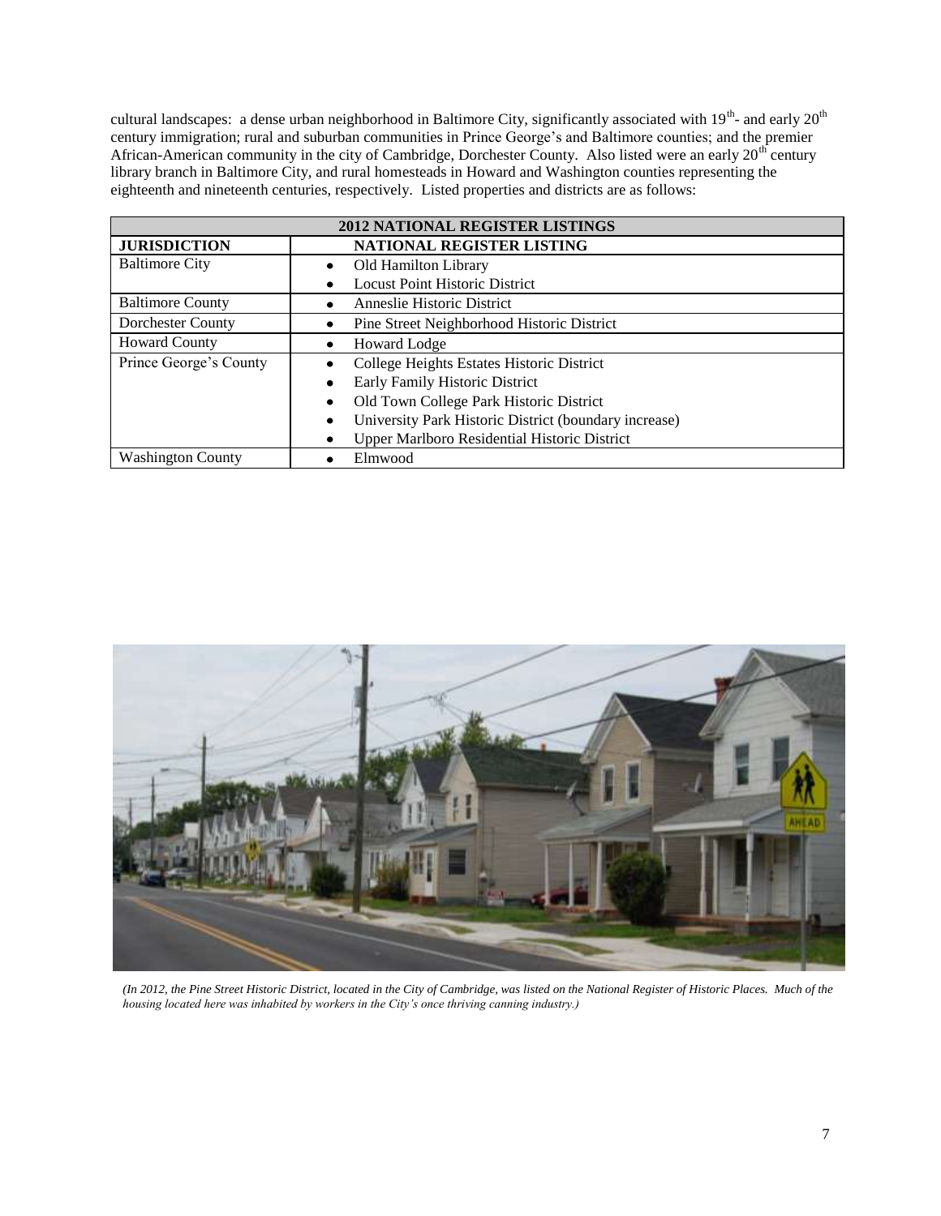cultural landscapes: a dense urban neighborhood in Baltimore City, significantly associated with 19th- and early 20th century immigration; rural and suburban communities in Prince George's and Baltimore counties; and the premier African-American community in the city of Cambridge, Dorchester County. Also listed were an early 20th century library branch in Baltimore City, and rural homesteads in Howard and Washington counties representing the eighteenth and nineteenth centuries, respectively. Listed properties and districts are as follows:

| 2012 NATIONAL REGISTER LISTINGS | |
|---|---|
| **JURISDICTION** | **NATIONAL REGISTER LISTING** |
| Baltimore City | • Old Hamilton Library<br>• Locust Point Historic District |
| Baltimore County | • Anneslie Historic District |
| Dorchester County | • Pine Street Neighborhood Historic District |
| Howard County | • Howard Lodge |
| Prince George's County | • College Heights Estates Historic District<br>• Early Family Historic District<br>• Old Town College Park Historic District<br>• University Park Historic District (boundary increase)<br>• Upper Marlboro Residential Historic District |
| Washington County | • Elmwood |

*(In 2012, the Pine Street Historic District, located in the City of Cambridge, was listed on the National Register of Historic Places. Much of the housing located here was inhabited by workers in the City's once thriving canning industry.)*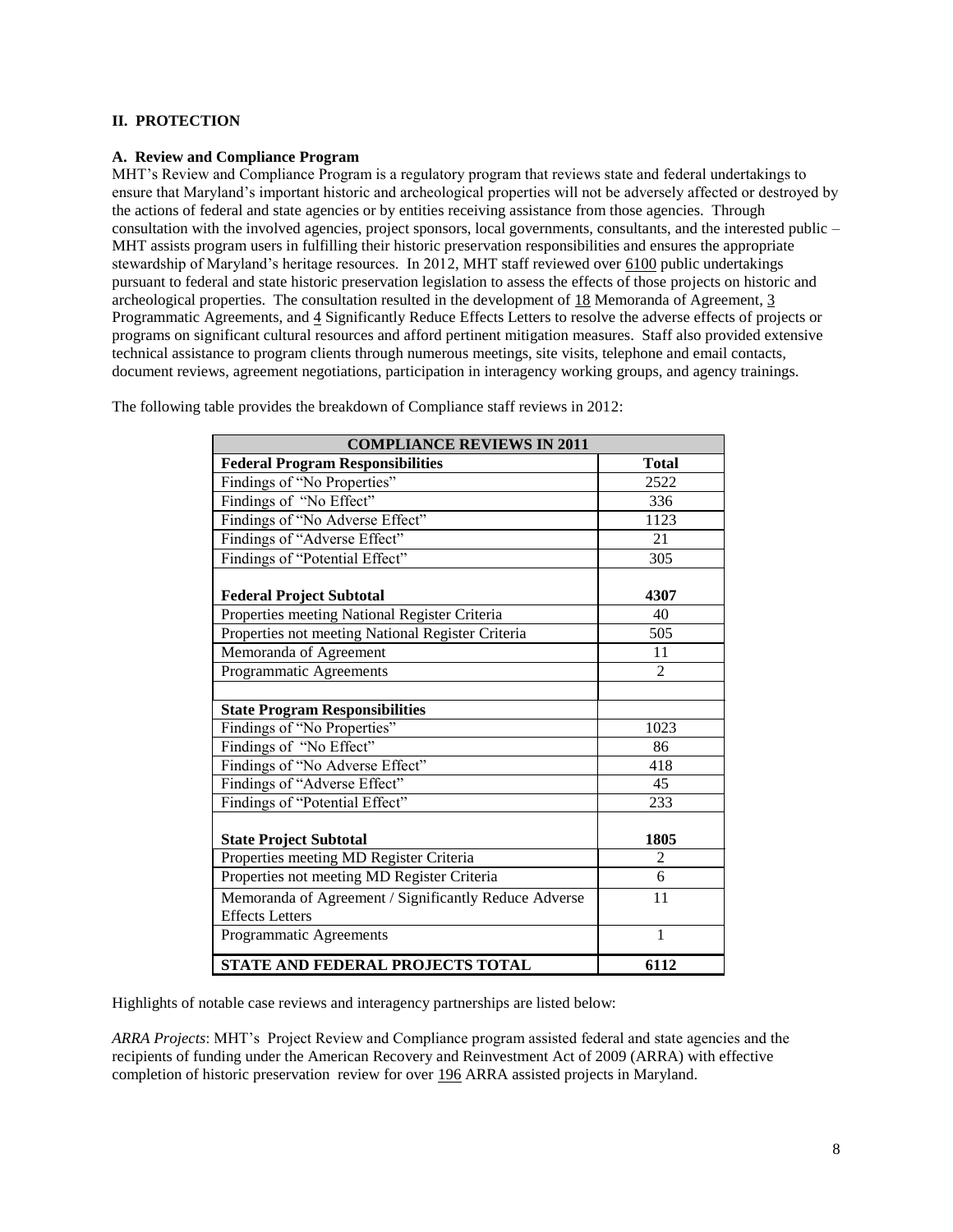## II. PROTECTION

### A. Review and Compliance Program

MHT's Review and Compliance Program is a regulatory program that reviews state and federal undertakings to ensure that Maryland's important historic and archeological properties will not be adversely affected or destroyed by the actions of federal and state agencies or by entities receiving assistance from those agencies. Through consultation with the involved agencies, project sponsors, local governments, consultants, and the interested public – MHT assists program users in fulfilling their historic preservation responsibilities and ensures the appropriate stewardship of Maryland's heritage resources. In 2012, MHT staff reviewed over 6100 public undertakings pursuant to federal and state historic preservation legislation to assess the effects of those projects on historic and archeological properties. The consultation resulted in the development of 18 Memoranda of Agreement, 3 Programmatic Agreements, and 4 Significantly Reduce Effects Letters to resolve the adverse effects of projects or programs on significant cultural resources and afford pertinent mitigation measures. Staff also provided extensive technical assistance to program clients through numerous meetings, site visits, telephone and email contacts, document reviews, agreement negotiations, participation in interagency working groups, and agency trainings.

The following table provides the breakdown of Compliance staff reviews in 2012:

| COMPLIANCE REVIEWS IN 2011 | |
|---|---|
| **Federal Program Responsibilities** | **Total** |
| Findings of "No Properties" | 2522 |
| Findings of "No Effect" | 336 |
| Findings of "No Adverse Effect" | 1123 |
| Findings of "Adverse Effect" | 21 |
| Findings of "Potential Effect" | 305 |
| **Federal Project Subtotal** | **4307** |
| Properties meeting National Register Criteria | 40 |
| Properties not meeting National Register Criteria | 505 |
| Memoranda of Agreement | 11 |
| Programmatic Agreements | 2 |
| | |
| **State Program Responsibilities** | |
| Findings of "No Properties" | 1023 |
| Findings of "No Effect" | 86 |
| Findings of "No Adverse Effect" | 418 |
| Findings of "Adverse Effect" | 45 |
| Findings of "Potential Effect" | 233 |
| **State Project Subtotal** | **1805** |
| Properties meeting MD Register Criteria | 2 |
| Properties not meeting MD Register Criteria | 6 |
| Memoranda of Agreement / Significantly Reduce Adverse Effects Letters | 11 |
| Programmatic Agreements | 1 |
| **STATE AND FEDERAL PROJECTS TOTAL** | **6112** |

Highlights of notable case reviews and interagency partnerships are listed below:

*ARRA Projects*: MHT's Project Review and Compliance program assisted federal and state agencies and the recipients of funding under the American Recovery and Reinvestment Act of 2009 (ARRA) with effective completion of historic preservation review for over 196 ARRA assisted projects in Maryland.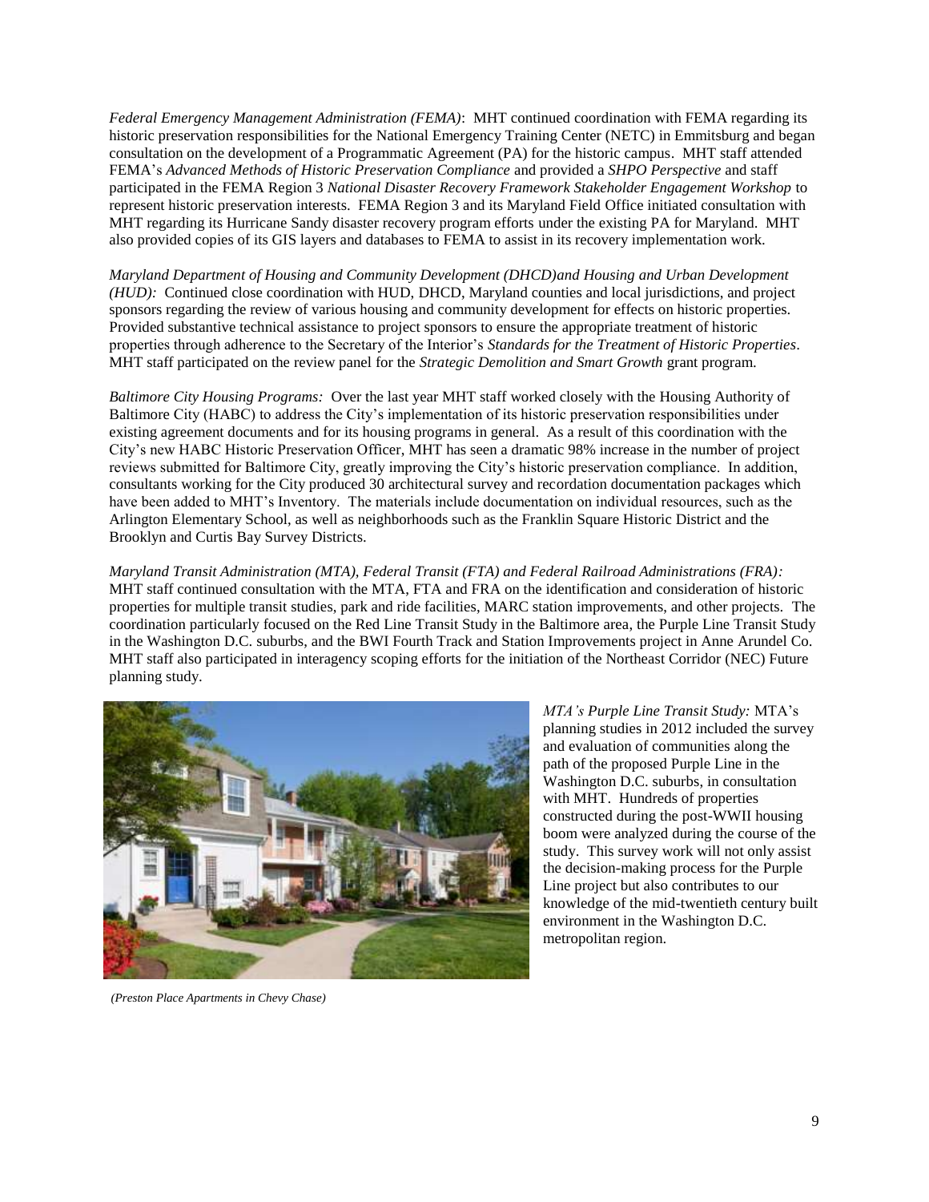*Federal Emergency Management Administration (FEMA)*: MHT continued coordination with FEMA regarding its historic preservation responsibilities for the National Emergency Training Center (NETC) in Emmitsburg and began consultation on the development of a Programmatic Agreement (PA) for the historic campus. MHT staff attended FEMA's *Advanced Methods of Historic Preservation Compliance* and provided a *SHPO Perspective* and staff participated in the FEMA Region 3 *National Disaster Recovery Framework Stakeholder Engagement Workshop* to represent historic preservation interests. FEMA Region 3 and its Maryland Field Office initiated consultation with MHT regarding its Hurricane Sandy disaster recovery program efforts under the existing PA for Maryland. MHT also provided copies of its GIS layers and databases to FEMA to assist in its recovery implementation work.

*Maryland Department of Housing and Community Development (DHCD)and Housing and Urban Development (HUD):* Continued close coordination with HUD, DHCD, Maryland counties and local jurisdictions, and project sponsors regarding the review of various housing and community development for effects on historic properties. Provided substantive technical assistance to project sponsors to ensure the appropriate treatment of historic properties through adherence to the Secretary of the Interior's *Standards for the Treatment of Historic Properties*. MHT staff participated on the review panel for the *Strategic Demolition and Smart Growth* grant program.

*Baltimore City Housing Programs:* Over the last year MHT staff worked closely with the Housing Authority of Baltimore City (HABC) to address the City's implementation of its historic preservation responsibilities under existing agreement documents and for its housing programs in general. As a result of this coordination with the City's new HABC Historic Preservation Officer, MHT has seen a dramatic 98% increase in the number of project reviews submitted for Baltimore City, greatly improving the City's historic preservation compliance. In addition, consultants working for the City produced 30 architectural survey and recordation documentation packages which have been added to MHT's Inventory. The materials include documentation on individual resources, such as the Arlington Elementary School, as well as neighborhoods such as the Franklin Square Historic District and the Brooklyn and Curtis Bay Survey Districts.

*Maryland Transit Administration (MTA), Federal Transit (FTA) and Federal Railroad Administrations (FRA):* MHT staff continued consultation with the MTA, FTA and FRA on the identification and consideration of historic properties for multiple transit studies, park and ride facilities, MARC station improvements, and other projects. The coordination particularly focused on the Red Line Transit Study in the Baltimore area, the Purple Line Transit Study in the Washington D.C. suburbs, and the BWI Fourth Track and Station Improvements project in Anne Arundel Co. MHT staff also participated in interagency scoping efforts for the initiation of the Northeast Corridor (NEC) Future planning study.

*MTA's Purple Line Transit Study:* MTA's planning studies in 2012 included the survey and evaluation of communities along the path of the proposed Purple Line in the Washington D.C. suburbs, in consultation with MHT. Hundreds of properties constructed during the post-WWII housing boom were analyzed during the course of the study. This survey work will not only assist the decision-making process for the Purple Line project but also contributes to our knowledge of the mid-twentieth century built environment in the Washington D.C. metropolitan region.

*(Preston Place Apartments in Chevy Chase)*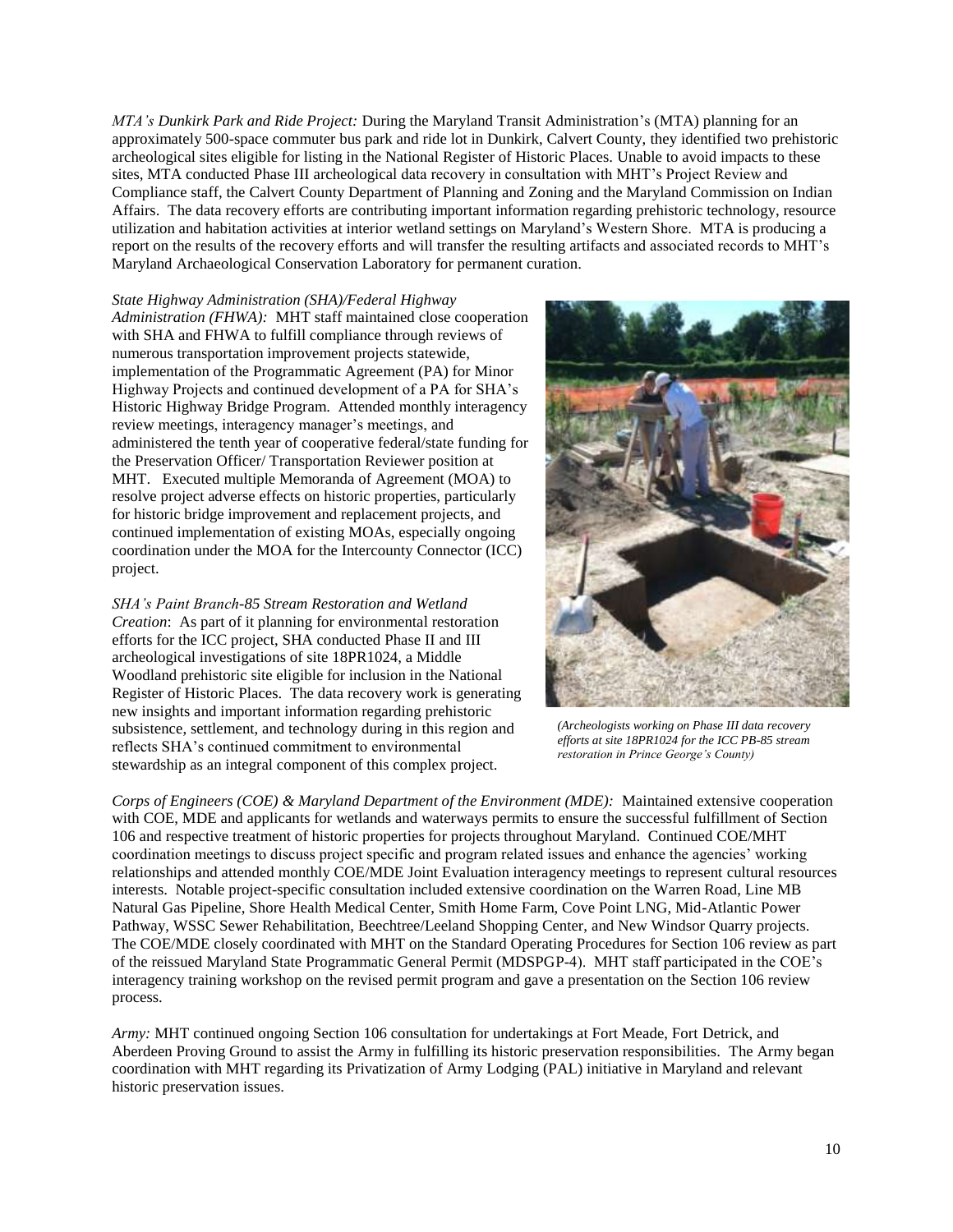*MTA's Dunkirk Park and Ride Project:* During the Maryland Transit Administration's (MTA) planning for an approximately 500-space commuter bus park and ride lot in Dunkirk, Calvert County, they identified two prehistoric archeological sites eligible for listing in the National Register of Historic Places. Unable to avoid impacts to these sites, MTA conducted Phase III archeological data recovery in consultation with MHT's Project Review and Compliance staff, the Calvert County Department of Planning and Zoning and the Maryland Commission on Indian Affairs. The data recovery efforts are contributing important information regarding prehistoric technology, resource utilization and habitation activities at interior wetland settings on Maryland's Western Shore. MTA is producing a report on the results of the recovery efforts and will transfer the resulting artifacts and associated records to MHT's Maryland Archaeological Conservation Laboratory for permanent curation.

*State Highway Administration (SHA)/Federal Highway Administration (FHWA):* MHT staff maintained close cooperation with SHA and FHWA to fulfill compliance through reviews of numerous transportation improvement projects statewide, implementation of the Programmatic Agreement (PA) for Minor Highway Projects and continued development of a PA for SHA's Historic Highway Bridge Program. Attended monthly interagency review meetings, interagency manager's meetings, and administered the tenth year of cooperative federal/state funding for the Preservation Officer/ Transportation Reviewer position at MHT. Executed multiple Memoranda of Agreement (MOA) to resolve project adverse effects on historic properties, particularly for historic bridge improvement and replacement projects, and continued implementation of existing MOAs, especially ongoing coordination under the MOA for the Intercounty Connector (ICC) project.

*SHA's Paint Branch-85 Stream Restoration and Wetland Creation*: As part of it planning for environmental restoration efforts for the ICC project, SHA conducted Phase II and III archeological investigations of site 18PR1024, a Middle Woodland prehistoric site eligible for inclusion in the National Register of Historic Places. The data recovery work is generating new insights and important information regarding prehistoric subsistence, settlement, and technology during in this region and reflects SHA's continued commitment to environmental stewardship as an integral component of this complex project.

*(Archeologists working on Phase III data recovery efforts at site 18PR1024 for the ICC PB-85 stream restoration in Prince George's County)*

*Corps of Engineers (COE) & Maryland Department of the Environment (MDE):* Maintained extensive cooperation with COE, MDE and applicants for wetlands and waterways permits to ensure the successful fulfillment of Section 106 and respective treatment of historic properties for projects throughout Maryland. Continued COE/MHT coordination meetings to discuss project specific and program related issues and enhance the agencies' working relationships and attended monthly COE/MDE Joint Evaluation interagency meetings to represent cultural resources interests. Notable project-specific consultation included extensive coordination on the Warren Road, Line MB Natural Gas Pipeline, Shore Health Medical Center, Smith Home Farm, Cove Point LNG, Mid-Atlantic Power Pathway, WSSC Sewer Rehabilitation, Beechtree/Leeland Shopping Center, and New Windsor Quarry projects. The COE/MDE closely coordinated with MHT on the Standard Operating Procedures for Section 106 review as part of the reissued Maryland State Programmatic General Permit (MDSPGP-4). MHT staff participated in the COE's interagency training workshop on the revised permit program and gave a presentation on the Section 106 review process.

*Army:* MHT continued ongoing Section 106 consultation for undertakings at Fort Meade, Fort Detrick, and Aberdeen Proving Ground to assist the Army in fulfilling its historic preservation responsibilities. The Army began coordination with MHT regarding its Privatization of Army Lodging (PAL) initiative in Maryland and relevant historic preservation issues.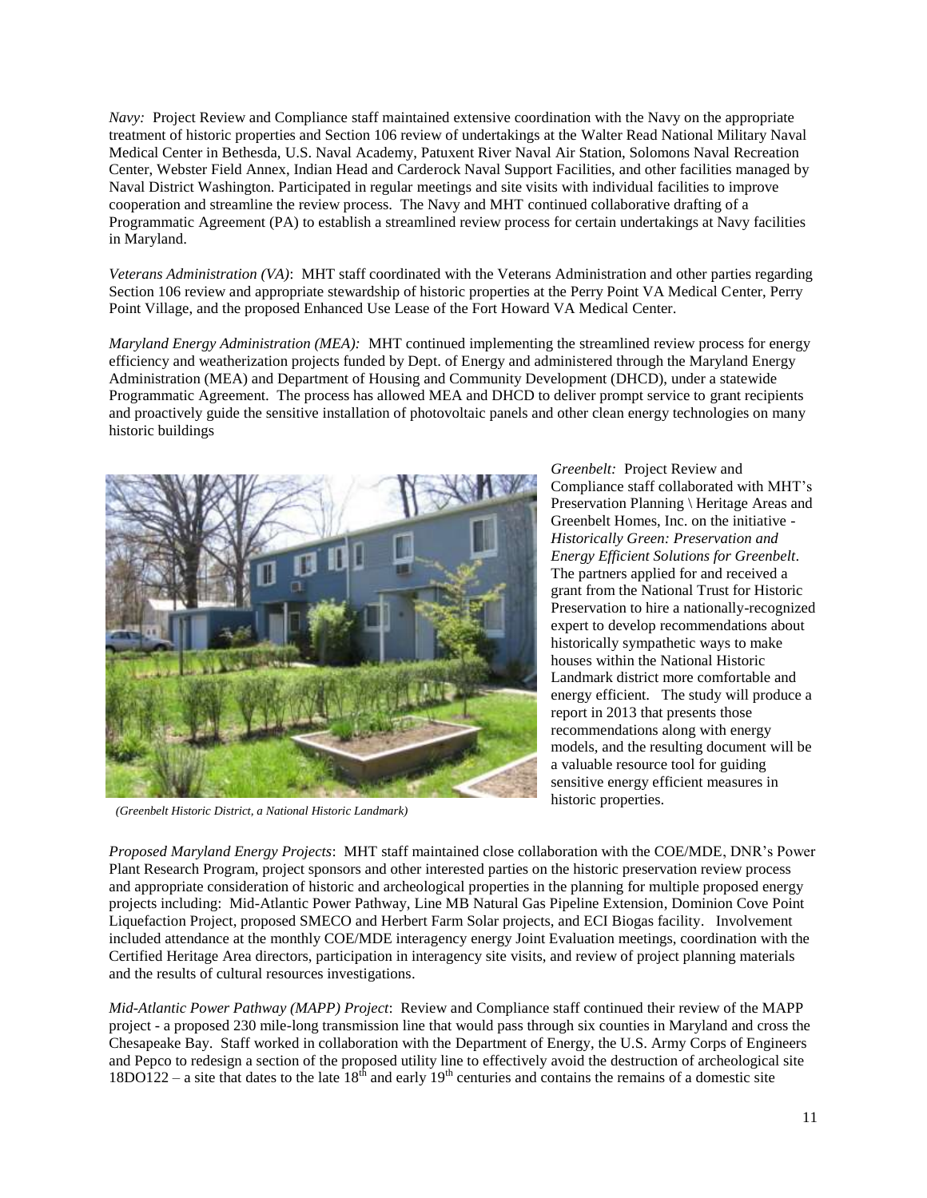*Navy:* Project Review and Compliance staff maintained extensive coordination with the Navy on the appropriate treatment of historic properties and Section 106 review of undertakings at the Walter Read National Military Naval Medical Center in Bethesda, U.S. Naval Academy, Patuxent River Naval Air Station, Solomons Naval Recreation Center, Webster Field Annex, Indian Head and Carderock Naval Support Facilities, and other facilities managed by Naval District Washington. Participated in regular meetings and site visits with individual facilities to improve cooperation and streamline the review process. The Navy and MHT continued collaborative drafting of a Programmatic Agreement (PA) to establish a streamlined review process for certain undertakings at Navy facilities in Maryland.

*Veterans Administration (VA)*: MHT staff coordinated with the Veterans Administration and other parties regarding Section 106 review and appropriate stewardship of historic properties at the Perry Point VA Medical Center, Perry Point Village, and the proposed Enhanced Use Lease of the Fort Howard VA Medical Center.

*Maryland Energy Administration (MEA):* MHT continued implementing the streamlined review process for energy efficiency and weatherization projects funded by Dept. of Energy and administered through the Maryland Energy Administration (MEA) and Department of Housing and Community Development (DHCD), under a statewide Programmatic Agreement. The process has allowed MEA and DHCD to deliver prompt service to grant recipients and proactively guide the sensitive installation of photovoltaic panels and other clean energy technologies on many historic buildings

*(Greenbelt Historic District, a National Historic Landmark)*

*Greenbelt:* Project Review and Compliance staff collaborated with MHT's Preservation Planning \ Heritage Areas and Greenbelt Homes, Inc. on the initiative - *Historically Green: Preservation and Energy Efficient Solutions for Greenbelt*. The partners applied for and received a grant from the National Trust for Historic Preservation to hire a nationally-recognized expert to develop recommendations about historically sympathetic ways to make houses within the National Historic Landmark district more comfortable and energy efficient. The study will produce a report in 2013 that presents those recommendations along with energy models, and the resulting document will be a valuable resource tool for guiding sensitive energy efficient measures in historic properties.

*Proposed Maryland Energy Projects*: MHT staff maintained close collaboration with the COE/MDE, DNR's Power Plant Research Program, project sponsors and other interested parties on the historic preservation review process and appropriate consideration of historic and archeological properties in the planning for multiple proposed energy projects including: Mid-Atlantic Power Pathway, Line MB Natural Gas Pipeline Extension, Dominion Cove Point Liquefaction Project, proposed SMECO and Herbert Farm Solar projects, and ECI Biogas facility. Involvement included attendance at the monthly COE/MDE interagency energy Joint Evaluation meetings, coordination with the Certified Heritage Area directors, participation in interagency site visits, and review of project planning materials and the results of cultural resources investigations.

*Mid-Atlantic Power Pathway (MAPP) Project*: Review and Compliance staff continued their review of the MAPP project - a proposed 230 mile-long transmission line that would pass through six counties in Maryland and cross the Chesapeake Bay. Staff worked in collaboration with the Department of Energy, the U.S. Army Corps of Engineers and Pepco to redesign a section of the proposed utility line to effectively avoid the destruction of archeological site 18DO122 – a site that dates to the late 18th and early 19th centuries and contains the remains of a domestic site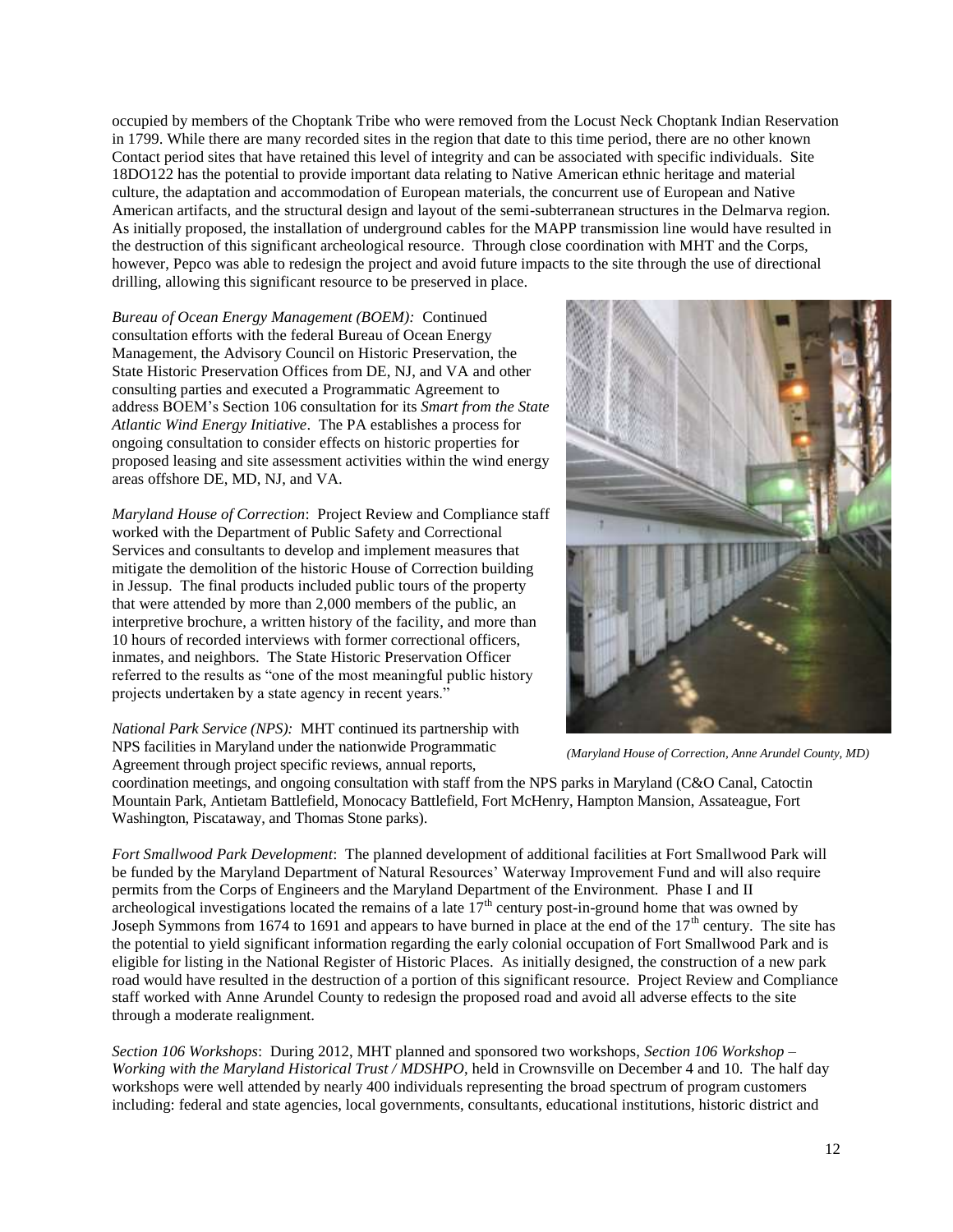occupied by members of the Choptank Tribe who were removed from the Locust Neck Choptank Indian Reservation in 1799. While there are many recorded sites in the region that date to this time period, there are no other known Contact period sites that have retained this level of integrity and can be associated with specific individuals. Site 18DO122 has the potential to provide important data relating to Native American ethnic heritage and material culture, the adaptation and accommodation of European materials, the concurrent use of European and Native American artifacts, and the structural design and layout of the semi-subterranean structures in the Delmarva region. As initially proposed, the installation of underground cables for the MAPP transmission line would have resulted in the destruction of this significant archeological resource. Through close coordination with MHT and the Corps, however, Pepco was able to redesign the project and avoid future impacts to the site through the use of directional drilling, allowing this significant resource to be preserved in place.

*Bureau of Ocean Energy Management (BOEM):* Continued consultation efforts with the federal Bureau of Ocean Energy Management, the Advisory Council on Historic Preservation, the State Historic Preservation Offices from DE, NJ, and VA and other consulting parties and executed a Programmatic Agreement to address BOEM's Section 106 consultation for its *Smart from the State Atlantic Wind Energy Initiative*. The PA establishes a process for ongoing consultation to consider effects on historic properties for proposed leasing and site assessment activities within the wind energy areas offshore DE, MD, NJ, and VA.

*Maryland House of Correction*: Project Review and Compliance staff worked with the Department of Public Safety and Correctional Services and consultants to develop and implement measures that mitigate the demolition of the historic House of Correction building in Jessup. The final products included public tours of the property that were attended by more than 2,000 members of the public, an interpretive brochure, a written history of the facility, and more than 10 hours of recorded interviews with former correctional officers, inmates, and neighbors. The State Historic Preservation Officer referred to the results as "one of the most meaningful public history projects undertaken by a state agency in recent years."

*(Maryland House of Correction, Anne Arundel County, MD)*

*National Park Service (NPS):* MHT continued its partnership with NPS facilities in Maryland under the nationwide Programmatic Agreement through project specific reviews, annual reports, coordination meetings, and ongoing consultation with staff from the NPS parks in Maryland (C&O Canal, Catoctin Mountain Park, Antietam Battlefield, Monocacy Battlefield, Fort McHenry, Hampton Mansion, Assateague, Fort Washington, Piscataway, and Thomas Stone parks).

*Fort Smallwood Park Development*: The planned development of additional facilities at Fort Smallwood Park will be funded by the Maryland Department of Natural Resources' Waterway Improvement Fund and will also require permits from the Corps of Engineers and the Maryland Department of the Environment. Phase I and II archeological investigations located the remains of a late 17th century post-in-ground home that was owned by Joseph Symmons from 1674 to 1691 and appears to have burned in place at the end of the 17th century. The site has the potential to yield significant information regarding the early colonial occupation of Fort Smallwood Park and is eligible for listing in the National Register of Historic Places. As initially designed, the construction of a new park road would have resulted in the destruction of a portion of this significant resource. Project Review and Compliance staff worked with Anne Arundel County to redesign the proposed road and avoid all adverse effects to the site through a moderate realignment.

*Section 106 Workshops*: During 2012, MHT planned and sponsored two workshops, *Section 106 Workshop – Working with the Maryland Historical Trust / MDSHPO*, held in Crownsville on December 4 and 10. The half day workshops were well attended by nearly 400 individuals representing the broad spectrum of program customers including: federal and state agencies, local governments, consultants, educational institutions, historic district and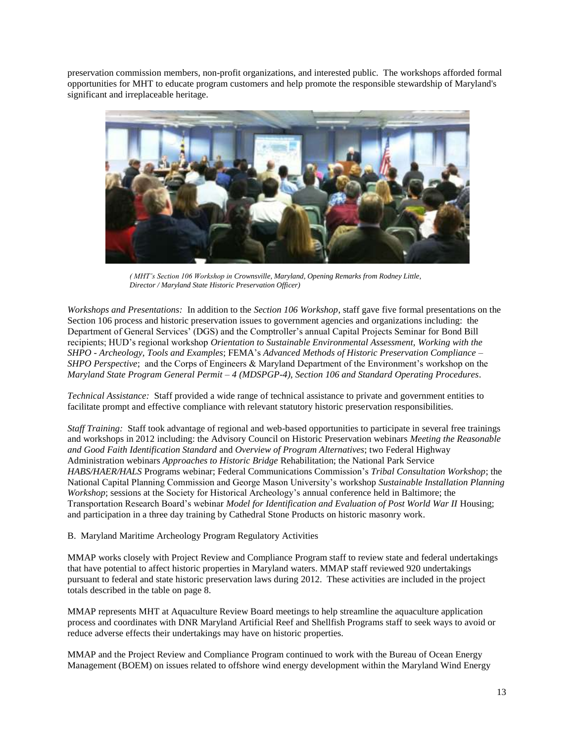preservation commission members, non-profit organizations, and interested public. The workshops afforded formal opportunities for MHT to educate program customers and help promote the responsible stewardship of Maryland's significant and irreplaceable heritage.

*( MHT's Section 106 Workshop in Crownsville, Maryland, Opening Remarks from Rodney Little, Director / Maryland State Historic Preservation Officer)*

*Workshops and Presentations:* In addition to the *Section 106 Workshop*, staff gave five formal presentations on the Section 106 process and historic preservation issues to government agencies and organizations including: the Department of General Services' (DGS) and the Comptroller's annual Capital Projects Seminar for Bond Bill recipients; HUD's regional workshop *Orientation to Sustainable Environmental Assessment, Working with the SHPO - Archeology, Tools and Examples*; FEMA's *Advanced Methods of Historic Preservation Compliance – SHPO Perspective*; and the Corps of Engineers & Maryland Department of the Environment's workshop on the *Maryland State Program General Permit – 4 (MDSPGP-4), Section 106 and Standard Operating Procedures*.

*Technical Assistance:* Staff provided a wide range of technical assistance to private and government entities to facilitate prompt and effective compliance with relevant statutory historic preservation responsibilities.

*Staff Training:* Staff took advantage of regional and web-based opportunities to participate in several free trainings and workshops in 2012 including: the Advisory Council on Historic Preservation webinars *Meeting the Reasonable and Good Faith Identification Standard* and *Overview of Program Alternatives*; two Federal Highway Administration webinars *Approaches to Historic Bridge* Rehabilitation; the National Park Service *HABS/HAER/HALS* Programs webinar; Federal Communications Commission's *Tribal Consultation Workshop*; the National Capital Planning Commission and George Mason University's workshop *Sustainable Installation Planning Workshop*; sessions at the Society for Historical Archeology's annual conference held in Baltimore; the Transportation Research Board's webinar *Model for Identification and Evaluation of Post World War II* Housing; and participation in a three day training by Cathedral Stone Products on historic masonry work.

B. Maryland Maritime Archeology Program Regulatory Activities

MMAP works closely with Project Review and Compliance Program staff to review state and federal undertakings that have potential to affect historic properties in Maryland waters. MMAP staff reviewed 920 undertakings pursuant to federal and state historic preservation laws during 2012. These activities are included in the project totals described in the table on page 8.

MMAP represents MHT at Aquaculture Review Board meetings to help streamline the aquaculture application process and coordinates with DNR Maryland Artificial Reef and Shellfish Programs staff to seek ways to avoid or reduce adverse effects their undertakings may have on historic properties.

MMAP and the Project Review and Compliance Program continued to work with the Bureau of Ocean Energy Management (BOEM) on issues related to offshore wind energy development within the Maryland Wind Energy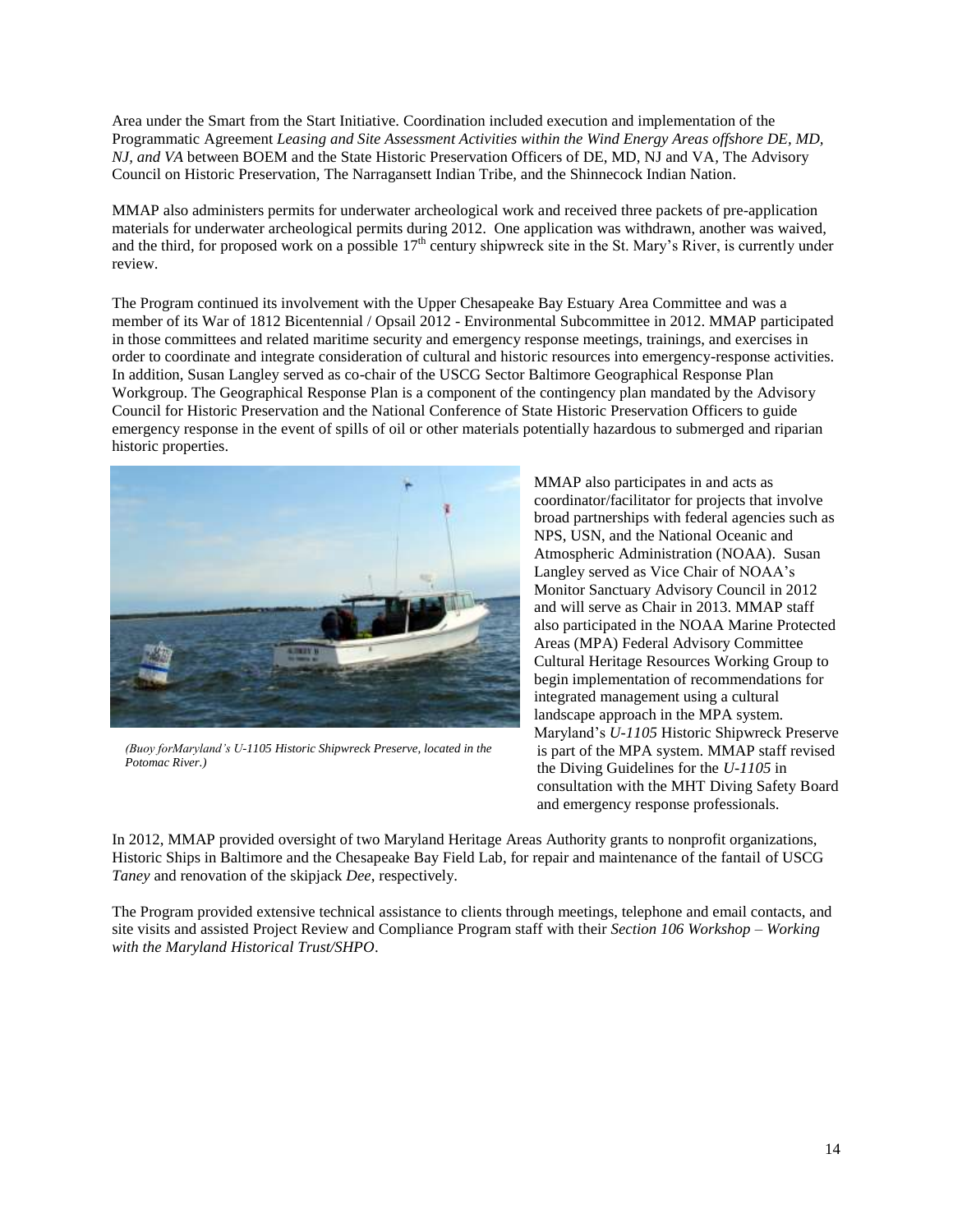Area under the Smart from the Start Initiative. Coordination included execution and implementation of the Programmatic Agreement *Leasing and Site Assessment Activities within the Wind Energy Areas offshore DE, MD, NJ, and VA* between BOEM and the State Historic Preservation Officers of DE, MD, NJ and VA, The Advisory Council on Historic Preservation, The Narragansett Indian Tribe, and the Shinnecock Indian Nation.

MMAP also administers permits for underwater archeological work and received three packets of pre-application materials for underwater archeological permits during 2012. One application was withdrawn, another was waived, and the third, for proposed work on a possible 17th century shipwreck site in the St. Mary's River, is currently under review.

The Program continued its involvement with the Upper Chesapeake Bay Estuary Area Committee and was a member of its War of 1812 Bicentennial / Opsail 2012 - Environmental Subcommittee in 2012. MMAP participated in those committees and related maritime security and emergency response meetings, trainings, and exercises in order to coordinate and integrate consideration of cultural and historic resources into emergency-response activities. In addition, Susan Langley served as co-chair of the USCG Sector Baltimore Geographical Response Plan Workgroup. The Geographical Response Plan is a component of the contingency plan mandated by the Advisory Council for Historic Preservation and the National Conference of State Historic Preservation Officers to guide emergency response in the event of spills of oil or other materials potentially hazardous to submerged and riparian historic properties.

*(Buoy forMaryland's U-1105 Historic Shipwreck Preserve, located in the Potomac River.)*

MMAP also participates in and acts as coordinator/facilitator for projects that involve broad partnerships with federal agencies such as NPS, USN, and the National Oceanic and Atmospheric Administration (NOAA). Susan Langley served as Vice Chair of NOAA's Monitor Sanctuary Advisory Council in 2012 and will serve as Chair in 2013. MMAP staff also participated in the NOAA Marine Protected Areas (MPA) Federal Advisory Committee Cultural Heritage Resources Working Group to begin implementation of recommendations for integrated management using a cultural landscape approach in the MPA system. Maryland's *U-1105* Historic Shipwreck Preserve is part of the MPA system. MMAP staff revised the Diving Guidelines for the *U-1105* in consultation with the MHT Diving Safety Board and emergency response professionals.

In 2012, MMAP provided oversight of two Maryland Heritage Areas Authority grants to nonprofit organizations, Historic Ships in Baltimore and the Chesapeake Bay Field Lab, for repair and maintenance of the fantail of USCG *Taney* and renovation of the skipjack *Dee*, respectively.

The Program provided extensive technical assistance to clients through meetings, telephone and email contacts, and site visits and assisted Project Review and Compliance Program staff with their *Section 106 Workshop – Working with the Maryland Historical Trust/SHPO*.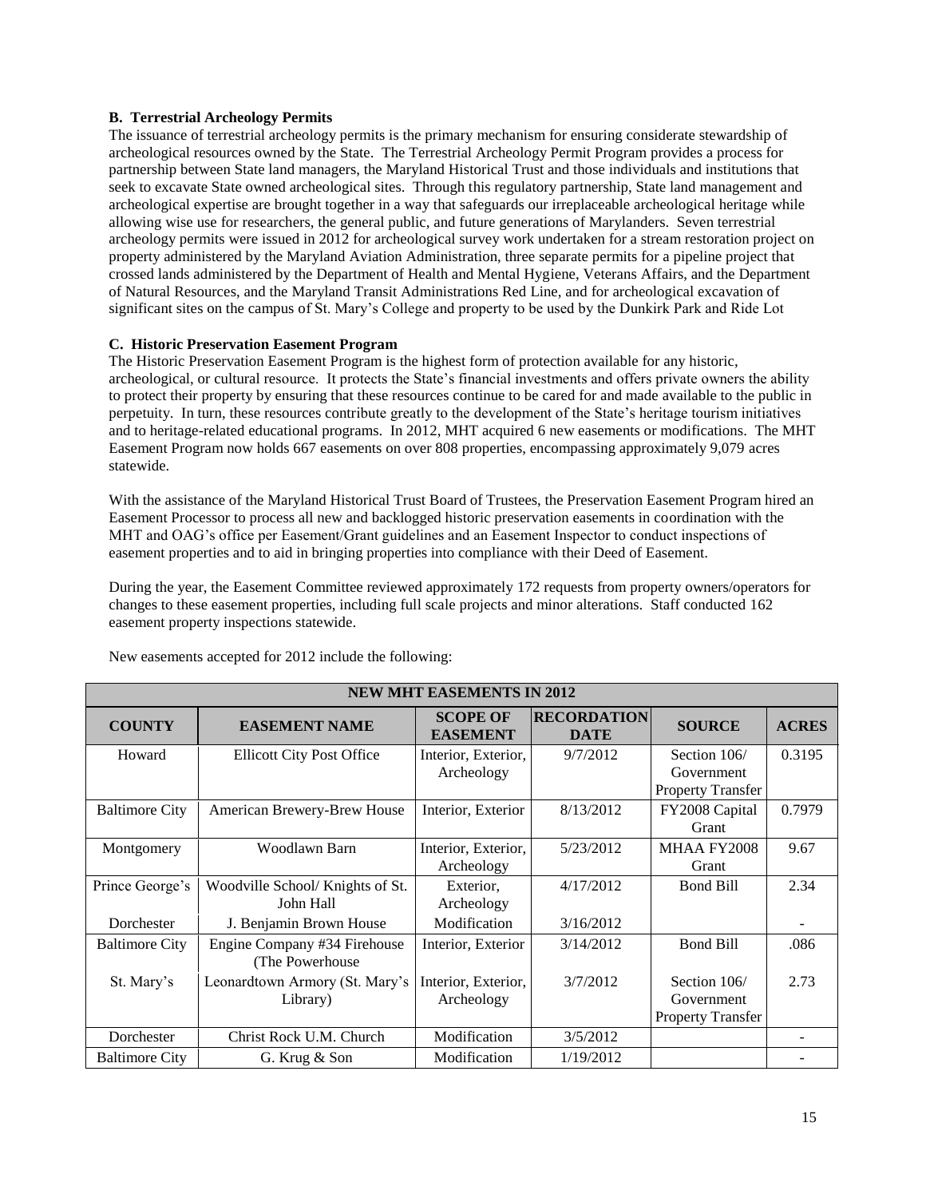**B. Terrestrial Archeology Permits**

The issuance of terrestrial archeology permits is the primary mechanism for ensuring considerate stewardship of archeological resources owned by the State. The Terrestrial Archeology Permit Program provides a process for partnership between State land managers, the Maryland Historical Trust and those individuals and institutions that seek to excavate State owned archeological sites. Through this regulatory partnership, State land management and archeological expertise are brought together in a way that safeguards our irreplaceable archeological heritage while allowing wise use for researchers, the general public, and future generations of Marylanders. Seven terrestrial archeology permits were issued in 2012 for archeological survey work undertaken for a stream restoration project on property administered by the Maryland Aviation Administration, three separate permits for a pipeline project that crossed lands administered by the Department of Health and Mental Hygiene, Veterans Affairs, and the Department of Natural Resources, and the Maryland Transit Administrations Red Line, and for archeological excavation of significant sites on the campus of St. Mary's College and property to be used by the Dunkirk Park and Ride Lot

**C. Historic Preservation Easement Program**

The Historic Preservation Easement Program is the highest form of protection available for any historic, archeological, or cultural resource. It protects the State's financial investments and offers private owners the ability to protect their property by ensuring that these resources continue to be cared for and made available to the public in perpetuity. In turn, these resources contribute greatly to the development of the State's heritage tourism initiatives and to heritage-related educational programs. In 2012, MHT acquired 6 new easements or modifications. The MHT Easement Program now holds 667 easements on over 808 properties, encompassing approximately 9,079 acres statewide.

With the assistance of the Maryland Historical Trust Board of Trustees, the Preservation Easement Program hired an Easement Processor to process all new and backlogged historic preservation easements in coordination with the MHT and OAG's office per Easement/Grant guidelines and an Easement Inspector to conduct inspections of easement properties and to aid in bringing properties into compliance with their Deed of Easement.

During the year, the Easement Committee reviewed approximately 172 requests from property owners/operators for changes to these easement properties, including full scale projects and minor alterations. Staff conducted 162 easement property inspections statewide.

New easements accepted for 2012 include the following:

| NEW MHT EASEMENTS IN 2012 | | | | | |
|---|---|---|---|---|---|
| **COUNTY** | **EASEMENT NAME** | **SCOPE OF EASEMENT** | **RECORDATION DATE** | **SOURCE** | **ACRES** |
| Howard | Ellicott City Post Office | Interior, Exterior, Archeology | 9/7/2012 | Section 106/ Government Property Transfer | 0.3195 |
| Baltimore City | American Brewery-Brew House | Interior, Exterior | 8/13/2012 | FY2008 Capital Grant | 0.7979 |
| Montgomery | Woodlawn Barn | Interior, Exterior, Archeology | 5/23/2012 | MHAA FY2008 Grant | 9.67 |
| Prince George's | Woodville School/ Knights of St. John Hall | Exterior, Archeology | 4/17/2012 | Bond Bill | 2.34 |
| Dorchester | J. Benjamin Brown House | Modification | 3/16/2012 | | - |
| Baltimore City | Engine Company #34 Firehouse (The Powerhouse | Interior, Exterior | 3/14/2012 | Bond Bill | .086 |
| St. Mary's | Leonardtown Armory (St. Mary's Library) | Interior, Exterior, Archeology | 3/7/2012 | Section 106/ Government Property Transfer | 2.73 |
| Dorchester | Christ Rock U.M. Church | Modification | 3/5/2012 | | - |
| Baltimore City | G. Krug & Son | Modification | 1/19/2012 | | - |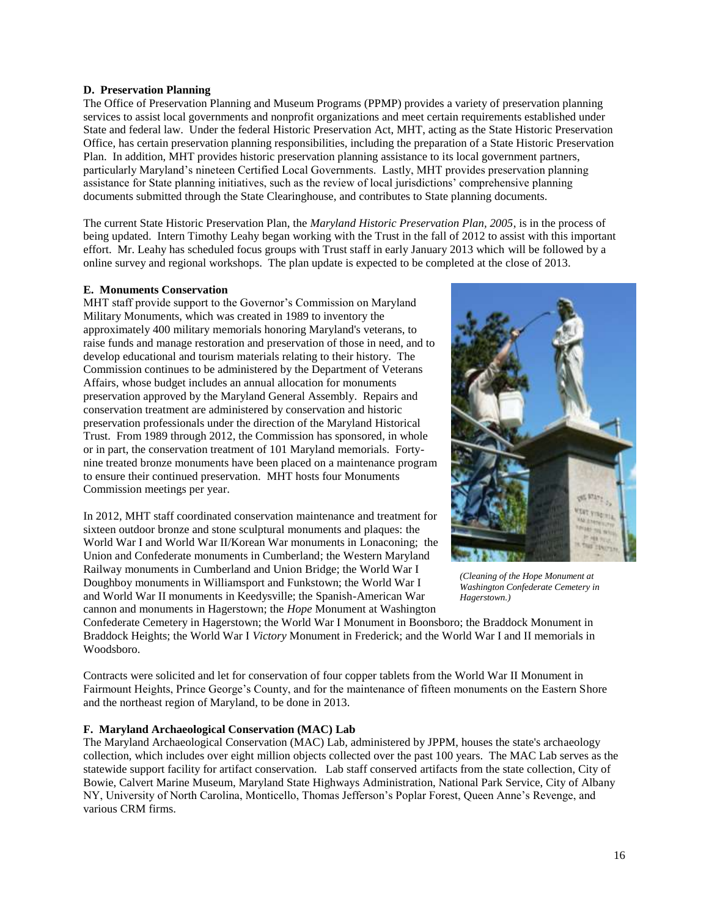**D. Preservation Planning**

The Office of Preservation Planning and Museum Programs (PPMP) provides a variety of preservation planning services to assist local governments and nonprofit organizations and meet certain requirements established under State and federal law. Under the federal Historic Preservation Act, MHT, acting as the State Historic Preservation Office, has certain preservation planning responsibilities, including the preparation of a State Historic Preservation Plan. In addition, MHT provides historic preservation planning assistance to its local government partners, particularly Maryland's nineteen Certified Local Governments. Lastly, MHT provides preservation planning assistance for State planning initiatives, such as the review of local jurisdictions' comprehensive planning documents submitted through the State Clearinghouse, and contributes to State planning documents.

The current State Historic Preservation Plan, the *Maryland Historic Preservation Plan, 2005*, is in the process of being updated. Intern Timothy Leahy began working with the Trust in the fall of 2012 to assist with this important effort. Mr. Leahy has scheduled focus groups with Trust staff in early January 2013 which will be followed by a online survey and regional workshops. The plan update is expected to be completed at the close of 2013.

**E. Monuments Conservation**

MHT staff provide support to the Governor's Commission on Maryland Military Monuments, which was created in 1989 to inventory the approximately 400 military memorials honoring Maryland's veterans, to raise funds and manage restoration and preservation of those in need, and to develop educational and tourism materials relating to their history. The Commission continues to be administered by the Department of Veterans Affairs, whose budget includes an annual allocation for monuments preservation approved by the Maryland General Assembly. Repairs and conservation treatment are administered by conservation and historic preservation professionals under the direction of the Maryland Historical Trust. From 1989 through 2012, the Commission has sponsored, in whole or in part, the conservation treatment of 101 Maryland memorials. Forty-nine treated bronze monuments have been placed on a maintenance program to ensure their continued preservation. MHT hosts four Monuments Commission meetings per year.

*(Cleaning of the Hope Monument at Washington Confederate Cemetery in Hagerstown.)*

In 2012, MHT staff coordinated conservation maintenance and treatment for sixteen outdoor bronze and stone sculptural monuments and plaques: the World War I and World War II/Korean War monuments in Lonaconing; the Union and Confederate monuments in Cumberland; the Western Maryland Railway monuments in Cumberland and Union Bridge; the World War I Doughboy monuments in Williamsport and Funkstown; the World War I and World War II monuments in Keedysville; the Spanish-American War cannon and monuments in Hagerstown; the *Hope* Monument at Washington Confederate Cemetery in Hagerstown; the World War I Monument in Boonsboro; the Braddock Monument in Braddock Heights; the World War I *Victory* Monument in Frederick; and the World War I and II memorials in Woodsboro.

Contracts were solicited and let for conservation of four copper tablets from the World War II Monument in Fairmount Heights, Prince George's County, and for the maintenance of fifteen monuments on the Eastern Shore and the northeast region of Maryland, to be done in 2013.

**F. Maryland Archaeological Conservation (MAC) Lab**

The Maryland Archaeological Conservation (MAC) Lab, administered by JPPM, houses the state's archaeology collection, which includes over eight million objects collected over the past 100 years. The MAC Lab serves as the statewide support facility for artifact conservation. Lab staff conserved artifacts from the state collection, City of Bowie, Calvert Marine Museum, Maryland State Highways Administration, National Park Service, City of Albany NY, University of North Carolina, Monticello, Thomas Jefferson's Poplar Forest, Queen Anne's Revenge, and various CRM firms.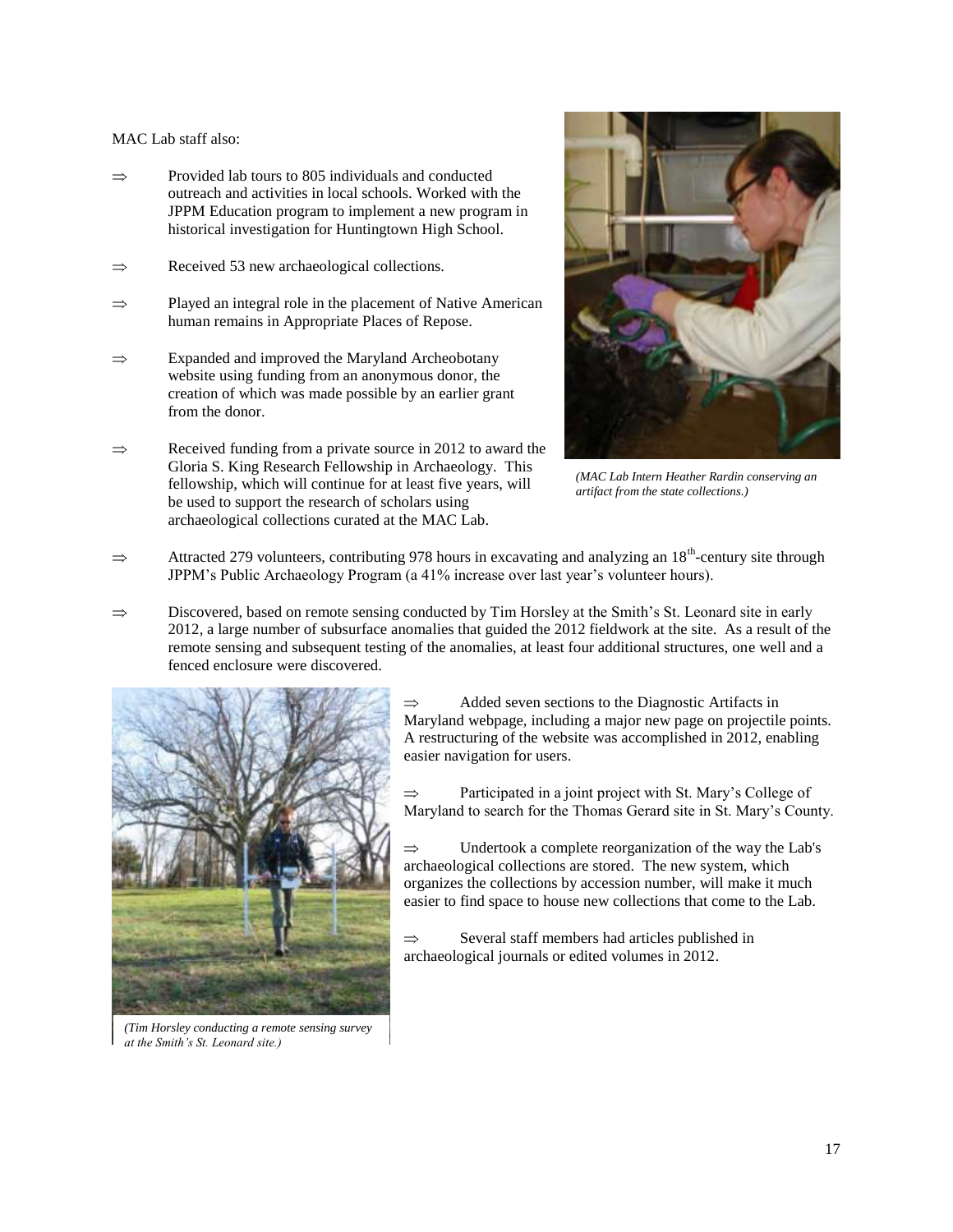MAC Lab staff also:

- ⇒ Provided lab tours to 805 individuals and conducted outreach and activities in local schools. Worked with the JPPM Education program to implement a new program in historical investigation for Huntingtown High School.
- ⇒ Received 53 new archaeological collections.
- ⇒ Played an integral role in the placement of Native American human remains in Appropriate Places of Repose.
- ⇒ Expanded and improved the Maryland Archeobotany website using funding from an anonymous donor, the creation of which was made possible by an earlier grant from the donor.
- ⇒ Received funding from a private source in 2012 to award the Gloria S. King Research Fellowship in Archaeology. This fellowship, which will continue for at least five years, will be used to support the research of scholars using archaeological collections curated at the MAC Lab.

*(MAC Lab Intern Heather Rardin conserving an artifact from the state collections.)*

- ⇒ Attracted 279 volunteers, contributing 978 hours in excavating and analyzing an 18th-century site through JPPM's Public Archaeology Program (a 41% increase over last year's volunteer hours).
- ⇒ Discovered, based on remote sensing conducted by Tim Horsley at the Smith's St. Leonard site in early 2012, a large number of subsurface anomalies that guided the 2012 fieldwork at the site. As a result of the remote sensing and subsequent testing of the anomalies, at least four additional structures, one well and a fenced enclosure were discovered.

*(Tim Horsley conducting a remote sensing survey at the Smith's St. Leonard site.)*

- ⇒ Added seven sections to the Diagnostic Artifacts in Maryland webpage, including a major new page on projectile points. A restructuring of the website was accomplished in 2012, enabling easier navigation for users.
- ⇒ Participated in a joint project with St. Mary's College of Maryland to search for the Thomas Gerard site in St. Mary's County.
- ⇒ Undertook a complete reorganization of the way the Lab's archaeological collections are stored. The new system, which organizes the collections by accession number, will make it much easier to find space to house new collections that come to the Lab.
- ⇒ Several staff members had articles published in archaeological journals or edited volumes in 2012.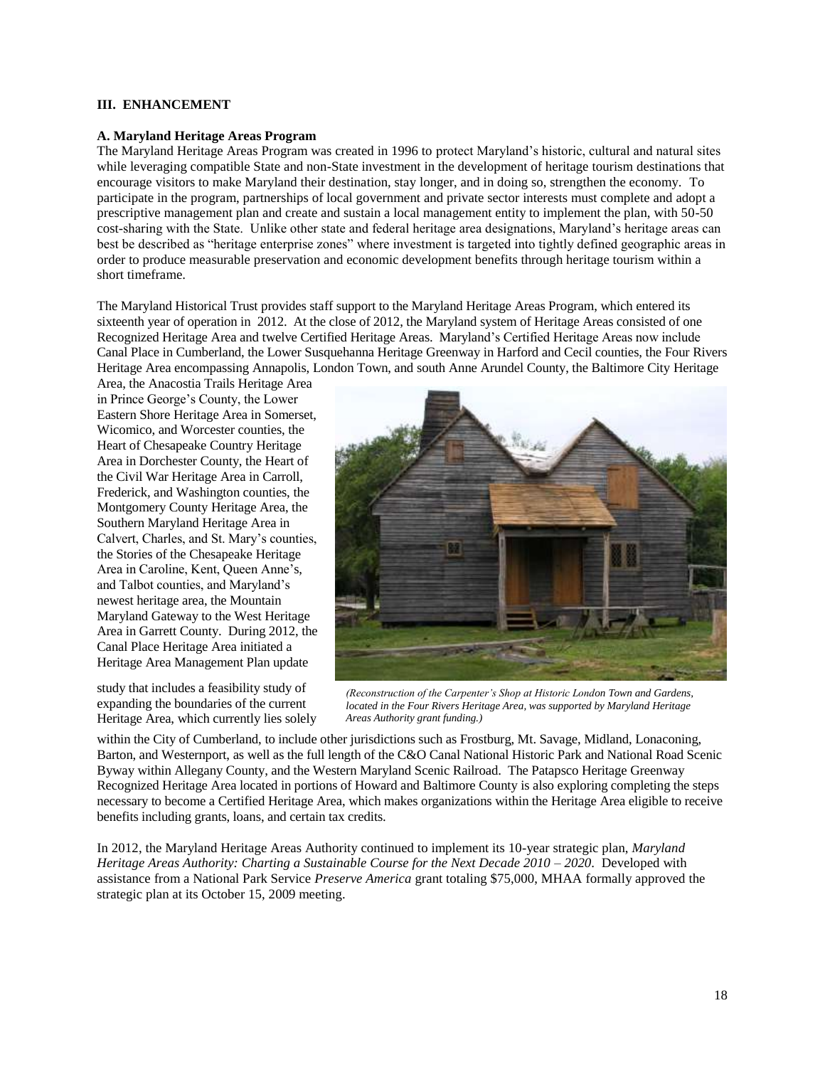## III. ENHANCEMENT

### A. Maryland Heritage Areas Program

The Maryland Heritage Areas Program was created in 1996 to protect Maryland's historic, cultural and natural sites while leveraging compatible State and non-State investment in the development of heritage tourism destinations that encourage visitors to make Maryland their destination, stay longer, and in doing so, strengthen the economy. To participate in the program, partnerships of local government and private sector interests must complete and adopt a prescriptive management plan and create and sustain a local management entity to implement the plan, with 50-50 cost-sharing with the State. Unlike other state and federal heritage area designations, Maryland's heritage areas can best be described as "heritage enterprise zones" where investment is targeted into tightly defined geographic areas in order to produce measurable preservation and economic development benefits through heritage tourism within a short timeframe.

The Maryland Historical Trust provides staff support to the Maryland Heritage Areas Program, which entered its sixteenth year of operation in 2012. At the close of 2012, the Maryland system of Heritage Areas consisted of one Recognized Heritage Area and twelve Certified Heritage Areas. Maryland's Certified Heritage Areas now include Canal Place in Cumberland, the Lower Susquehanna Heritage Greenway in Harford and Cecil counties, the Four Rivers Heritage Area encompassing Annapolis, London Town, and south Anne Arundel County, the Baltimore City Heritage Area, the Anacostia Trails Heritage Area in Prince George's County, the Lower Eastern Shore Heritage Area in Somerset, Wicomico, and Worcester counties, the Heart of Chesapeake Country Heritage Area in Dorchester County, the Heart of the Civil War Heritage Area in Carroll, Frederick, and Washington counties, the Montgomery County Heritage Area, the Southern Maryland Heritage Area in Calvert, Charles, and St. Mary's counties, the Stories of the Chesapeake Heritage Area in Caroline, Kent, Queen Anne's, and Talbot counties, and Maryland's newest heritage area, the Mountain Maryland Gateway to the West Heritage Area in Garrett County. During 2012, the Canal Place Heritage Area initiated a Heritage Area Management Plan update study that includes a feasibility study of expanding the boundaries of the current Heritage Area, which currently lies solely within the City of Cumberland, to include other jurisdictions such as Frostburg, Mt. Savage, Midland, Lonaconing, Barton, and Westernport, as well as the full length of the C&O Canal National Historic Park and National Road Scenic Byway within Allegany County, and the Western Maryland Scenic Railroad. The Patapsco Heritage Greenway Recognized Heritage Area located in portions of Howard and Baltimore County is also exploring completing the steps necessary to become a Certified Heritage Area, which makes organizations within the Heritage Area eligible to receive benefits including grants, loans, and certain tax credits.

*(Reconstruction of the Carpenter's Shop at Historic London Town and Gardens, located in the Four Rivers Heritage Area, was supported by Maryland Heritage Areas Authority grant funding.)*

In 2012, the Maryland Heritage Areas Authority continued to implement its 10-year strategic plan, *Maryland Heritage Areas Authority: Charting a Sustainable Course for the Next Decade 2010 – 2020*. Developed with assistance from a National Park Service *Preserve America* grant totaling $75,000, MHAA formally approved the strategic plan at its October 15, 2009 meeting.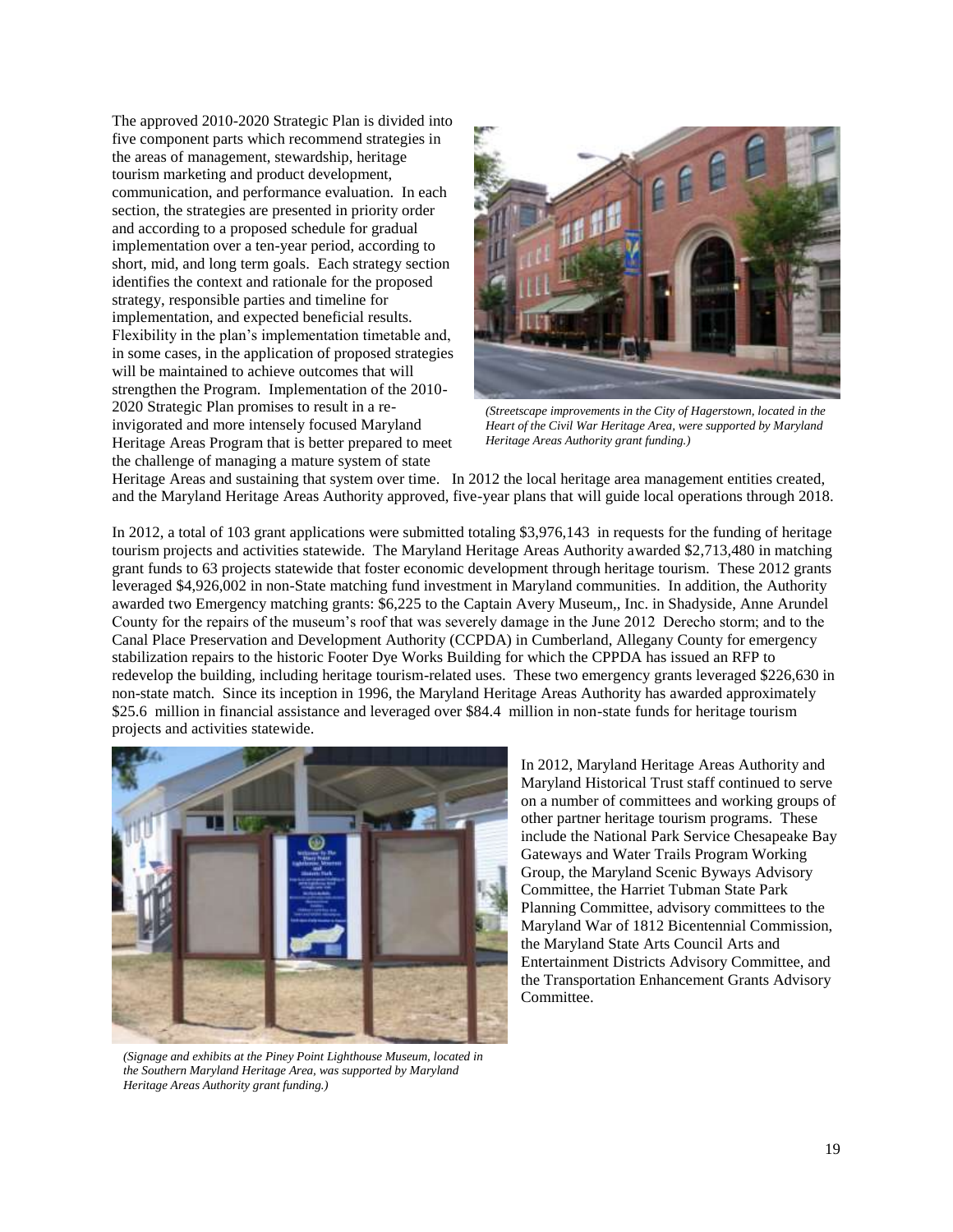The approved 2010-2020 Strategic Plan is divided into five component parts which recommend strategies in the areas of management, stewardship, heritage tourism marketing and product development, communication, and performance evaluation. In each section, the strategies are presented in priority order and according to a proposed schedule for gradual implementation over a ten-year period, according to short, mid, and long term goals. Each strategy section identifies the context and rationale for the proposed strategy, responsible parties and timeline for implementation, and expected beneficial results. Flexibility in the plan's implementation timetable and, in some cases, in the application of proposed strategies will be maintained to achieve outcomes that will strengthen the Program. Implementation of the 2010-2020 Strategic Plan promises to result in a re-invigorated and more intensely focused Maryland Heritage Areas Program that is better prepared to meet the challenge of managing a mature system of state Heritage Areas and sustaining that system over time. In 2012 the local heritage area management entities created, and the Maryland Heritage Areas Authority approved, five-year plans that will guide local operations through 2018.

*(Streetscape improvements in the City of Hagerstown, located in the Heart of the Civil War Heritage Area, were supported by Maryland Heritage Areas Authority grant funding.)*

In 2012, a total of 103 grant applications were submitted totaling $3,976,143 in requests for the funding of heritage tourism projects and activities statewide. The Maryland Heritage Areas Authority awarded $2,713,480 in matching grant funds to 63 projects statewide that foster economic development through heritage tourism. These 2012 grants leveraged $4,926,002 in non-State matching fund investment in Maryland communities. In addition, the Authority awarded two Emergency matching grants: $6,225 to the Captain Avery Museum,, Inc. in Shadyside, Anne Arundel County for the repairs of the museum's roof that was severely damage in the June 2012 Derecho storm; and to the Canal Place Preservation and Development Authority (CCPDA) in Cumberland, Allegany County for emergency stabilization repairs to the historic Footer Dye Works Building for which the CPPDA has issued an RFP to redevelop the building, including heritage tourism-related uses. These two emergency grants leveraged $226,630 in non-state match. Since its inception in 1996, the Maryland Heritage Areas Authority has awarded approximately $25.6 million in financial assistance and leveraged over $84.4 million in non-state funds for heritage tourism projects and activities statewide.

In 2012, Maryland Heritage Areas Authority and Maryland Historical Trust staff continued to serve on a number of committees and working groups of other partner heritage tourism programs. These include the National Park Service Chesapeake Bay Gateways and Water Trails Program Working Group, the Maryland Scenic Byways Advisory Committee, the Harriet Tubman State Park Planning Committee, advisory committees to the Maryland War of 1812 Bicentennial Commission, the Maryland State Arts Council Arts and Entertainment Districts Advisory Committee, and the Transportation Enhancement Grants Advisory Committee.

*(Signage and exhibits at the Piney Point Lighthouse Museum, located in the Southern Maryland Heritage Area, was supported by Maryland Heritage Areas Authority grant funding.)*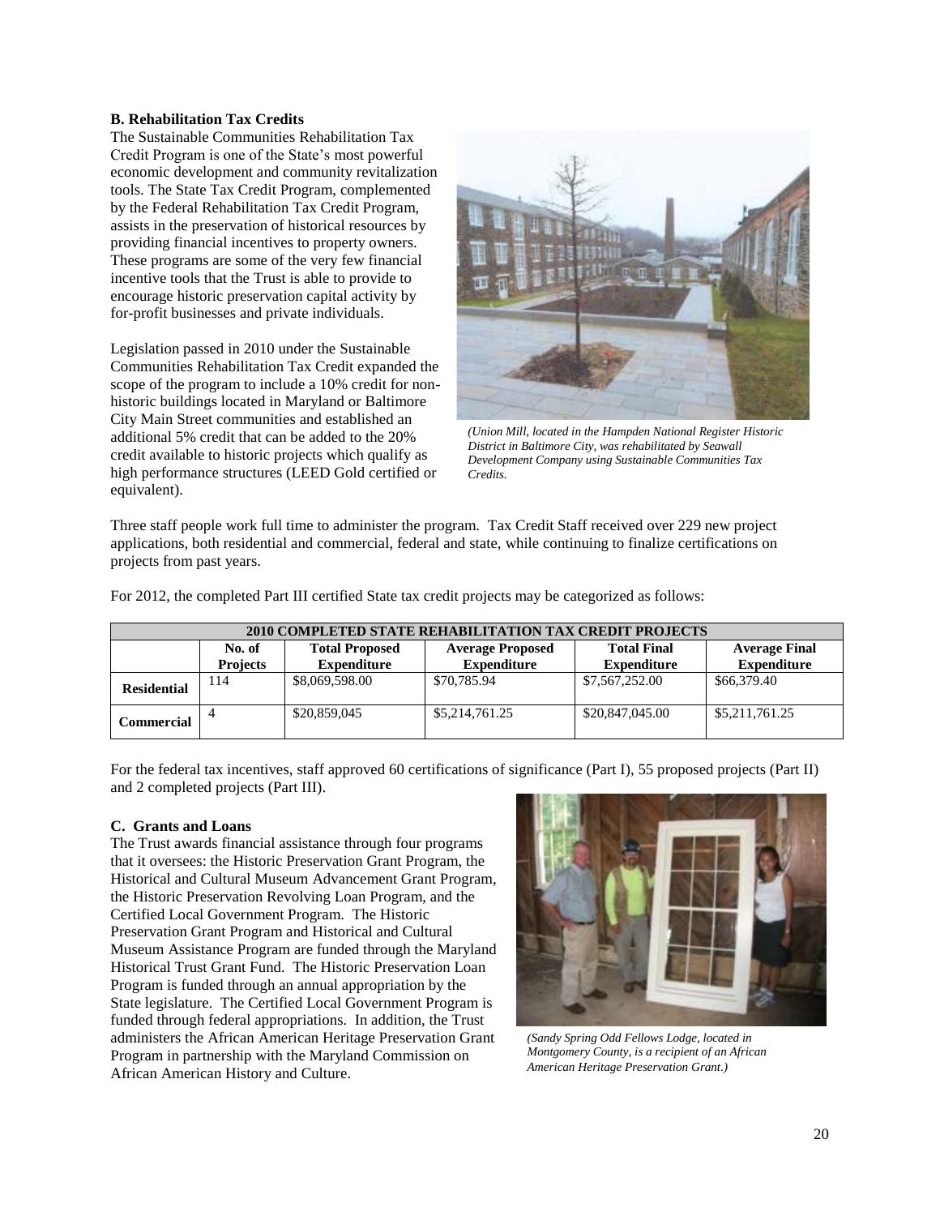**B. Rehabilitation Tax Credits**

The Sustainable Communities Rehabilitation Tax Credit Program is one of the State's most powerful economic development and community revitalization tools. The State Tax Credit Program, complemented by the Federal Rehabilitation Tax Credit Program, assists in the preservation of historical resources by providing financial incentives to property owners. These programs are some of the very few financial incentive tools that the Trust is able to provide to encourage historic preservation capital activity by for-profit businesses and private individuals.

Legislation passed in 2010 under the Sustainable Communities Rehabilitation Tax Credit expanded the scope of the program to include a 10% credit for non-historic buildings located in Maryland or Baltimore City Main Street communities and established an additional 5% credit that can be added to the 20% credit available to historic projects which qualify as high performance structures (LEED Gold certified or equivalent).

*(Union Mill, located in the Hampden National Register Historic District in Baltimore City, was rehabilitated by Seawall Development Company using Sustainable Communities Tax Credits.*

Three staff people work full time to administer the program. Tax Credit Staff received over 229 new project applications, both residential and commercial, federal and state, while continuing to finalize certifications on projects from past years.

For 2012, the completed Part III certified State tax credit projects may be categorized as follows:

| 2010 COMPLETED STATE REHABILITATION TAX CREDIT PROJECTS | | | | | |
|---|---|---|---|---|---|
| | **No. of Projects** | **Total Proposed Expenditure** | **Average Proposed Expenditure** | **Total Final Expenditure** | **Average Final Expenditure** |
| **Residential** | 114 | $8,069,598.00 | $70,785.94 | $7,567,252.00 | $66,379.40 |
| **Commercial** | 4 | $20,859,045 | $5,214,761.25 | $20,847,045.00 | $5,211,761.25 |

For the federal tax incentives, staff approved 60 certifications of significance (Part I), 55 proposed projects (Part II) and 2 completed projects (Part III).

**C. Grants and Loans**

The Trust awards financial assistance through four programs that it oversees: the Historic Preservation Grant Program, the Historical and Cultural Museum Advancement Grant Program, the Historic Preservation Revolving Loan Program, and the Certified Local Government Program. The Historic Preservation Grant Program and Historical and Cultural Museum Assistance Program are funded through the Maryland Historical Trust Grant Fund. The Historic Preservation Loan Program is funded through an annual appropriation by the State legislature. The Certified Local Government Program is funded through federal appropriations. In addition, the Trust administers the African American Heritage Preservation Grant Program in partnership with the Maryland Commission on African American History and Culture.

*(Sandy Spring Odd Fellows Lodge, located in Montgomery County, is a recipient of an African American Heritage Preservation Grant.)*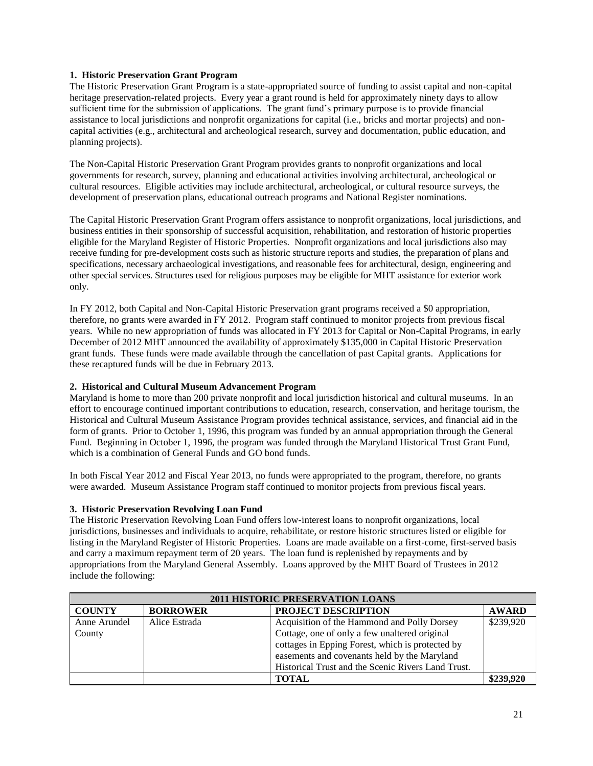**1. Historic Preservation Grant Program**

The Historic Preservation Grant Program is a state-appropriated source of funding to assist capital and non-capital heritage preservation-related projects. Every year a grant round is held for approximately ninety days to allow sufficient time for the submission of applications. The grant fund's primary purpose is to provide financial assistance to local jurisdictions and nonprofit organizations for capital (i.e., bricks and mortar projects) and non-capital activities (e.g., architectural and archeological research, survey and documentation, public education, and planning projects).

The Non-Capital Historic Preservation Grant Program provides grants to nonprofit organizations and local governments for research, survey, planning and educational activities involving architectural, archeological or cultural resources. Eligible activities may include architectural, archeological, or cultural resource surveys, the development of preservation plans, educational outreach programs and National Register nominations.

The Capital Historic Preservation Grant Program offers assistance to nonprofit organizations, local jurisdictions, and business entities in their sponsorship of successful acquisition, rehabilitation, and restoration of historic properties eligible for the Maryland Register of Historic Properties. Nonprofit organizations and local jurisdictions also may receive funding for pre-development costs such as historic structure reports and studies, the preparation of plans and specifications, necessary archaeological investigations, and reasonable fees for architectural, design, engineering and other special services. Structures used for religious purposes may be eligible for MHT assistance for exterior work only.

In FY 2012, both Capital and Non-Capital Historic Preservation grant programs received a $0 appropriation, therefore, no grants were awarded in FY 2012. Program staff continued to monitor projects from previous fiscal years. While no new appropriation of funds was allocated in FY 2013 for Capital or Non-Capital Programs, in early December of 2012 MHT announced the availability of approximately $135,000 in Capital Historic Preservation grant funds. These funds were made available through the cancellation of past Capital grants. Applications for these recaptured funds will be due in February 2013.

**2. Historical and Cultural Museum Advancement Program**

Maryland is home to more than 200 private nonprofit and local jurisdiction historical and cultural museums. In an effort to encourage continued important contributions to education, research, conservation, and heritage tourism, the Historical and Cultural Museum Assistance Program provides technical assistance, services, and financial aid in the form of grants. Prior to October 1, 1996, this program was funded by an annual appropriation through the General Fund. Beginning in October 1, 1996, the program was funded through the Maryland Historical Trust Grant Fund, which is a combination of General Funds and GO bond funds.

In both Fiscal Year 2012 and Fiscal Year 2013, no funds were appropriated to the program, therefore, no grants were awarded. Museum Assistance Program staff continued to monitor projects from previous fiscal years.

**3. Historic Preservation Revolving Loan Fund**

The Historic Preservation Revolving Loan Fund offers low-interest loans to nonprofit organizations, local jurisdictions, businesses and individuals to acquire, rehabilitate, or restore historic structures listed or eligible for listing in the Maryland Register of Historic Properties. Loans are made available on a first-come, first-served basis and carry a maximum repayment term of 20 years. The loan fund is replenished by repayments and by appropriations from the Maryland General Assembly. Loans approved by the MHT Board of Trustees in 2012 include the following:

| **2011 HISTORIC PRESERVATION LOANS** | | | |
|---|---|---|---|
| **COUNTY** | **BORROWER** | **PROJECT DESCRIPTION** | **AWARD** |
| Anne Arundel County | Alice Estrada | Acquisition of the Hammond and Polly Dorsey Cottage, one of only a few unaltered original cottages in Epping Forest, which is protected by easements and covenants held by the Maryland Historical Trust and the Scenic Rivers Land Trust. | $239,920 |
| | | **TOTAL** | **$239,920** |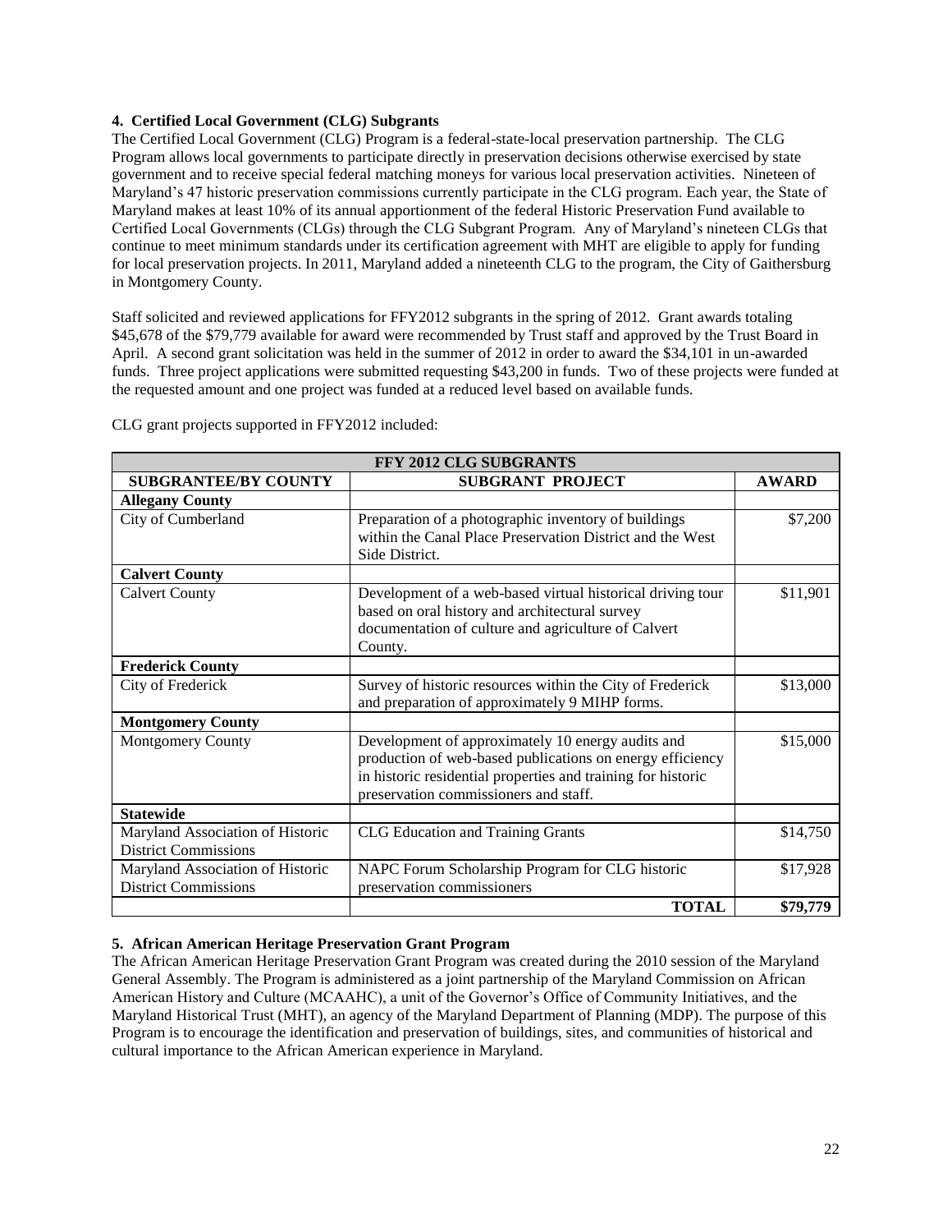**4. Certified Local Government (CLG) Subgrants**

The Certified Local Government (CLG) Program is a federal-state-local preservation partnership. The CLG Program allows local governments to participate directly in preservation decisions otherwise exercised by state government and to receive special federal matching moneys for various local preservation activities. Nineteen of Maryland's 47 historic preservation commissions currently participate in the CLG program. Each year, the State of Maryland makes at least 10% of its annual apportionment of the federal Historic Preservation Fund available to Certified Local Governments (CLGs) through the CLG Subgrant Program. Any of Maryland's nineteen CLGs that continue to meet minimum standards under its certification agreement with MHT are eligible to apply for funding for local preservation projects. In 2011, Maryland added a nineteenth CLG to the program, the City of Gaithersburg in Montgomery County.

Staff solicited and reviewed applications for FFY2012 subgrants in the spring of 2012. Grant awards totaling $45,678 of the $79,779 available for award were recommended by Trust staff and approved by the Trust Board in April. A second grant solicitation was held in the summer of 2012 in order to award the $34,101 in un-awarded funds. Three project applications were submitted requesting $43,200 in funds. Two of these projects were funded at the requested amount and one project was funded at a reduced level based on available funds.

CLG grant projects supported in FFY2012 included:

| FFY 2012 CLG SUBGRANTS | | |
|---|---|---|
| **SUBGRANTEE/BY COUNTY** | **SUBGRANT PROJECT** | **AWARD** |
| **Allegany County** | | |
| City of Cumberland | Preparation of a photographic inventory of buildings within the Canal Place Preservation District and the West Side District. | $7,200 |
| **Calvert County** | | |
| Calvert County | Development of a web-based virtual historical driving tour based on oral history and architectural survey documentation of culture and agriculture of Calvert County. | $11,901 |
| **Frederick County** | | |
| City of Frederick | Survey of historic resources within the City of Frederick and preparation of approximately 9 MIHP forms. | $13,000 |
| **Montgomery County** | | |
| Montgomery County | Development of approximately 10 energy audits and production of web-based publications on energy efficiency in historic residential properties and training for historic preservation commissioners and staff. | $15,000 |
| **Statewide** | | |
| Maryland Association of Historic District Commissions | CLG Education and Training Grants | $14,750 |
| Maryland Association of Historic District Commissions | NAPC Forum Scholarship Program for CLG historic preservation commissioners | $17,928 |
| | **TOTAL** | **$79,779** |

**5. African American Heritage Preservation Grant Program**

The African American Heritage Preservation Grant Program was created during the 2010 session of the Maryland General Assembly. The Program is administered as a joint partnership of the Maryland Commission on African American History and Culture (MCAAHC), a unit of the Governor's Office of Community Initiatives, and the Maryland Historical Trust (MHT), an agency of the Maryland Department of Planning (MDP). The purpose of this Program is to encourage the identification and preservation of buildings, sites, and communities of historical and cultural importance to the African American experience in Maryland.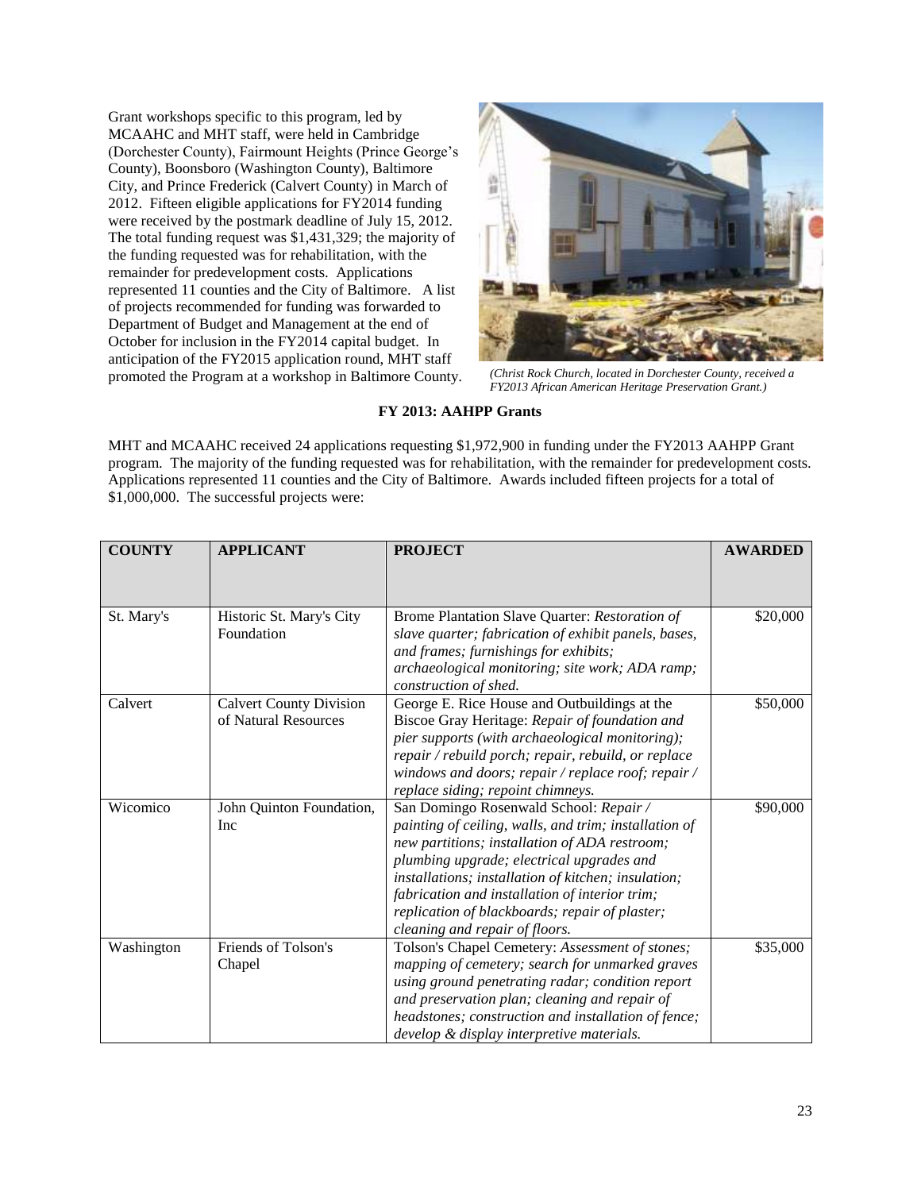Grant workshops specific to this program, led by MCAAHC and MHT staff, were held in Cambridge (Dorchester County), Fairmount Heights (Prince George's County), Boonsboro (Washington County), Baltimore City, and Prince Frederick (Calvert County) in March of 2012. Fifteen eligible applications for FY2014 funding were received by the postmark deadline of July 15, 2012. The total funding request was $1,431,329; the majority of the funding requested was for rehabilitation, with the remainder for predevelopment costs. Applications represented 11 counties and the City of Baltimore. A list of projects recommended for funding was forwarded to Department of Budget and Management at the end of October for inclusion in the FY2014 capital budget. In anticipation of the FY2015 application round, MHT staff promoted the Program at a workshop in Baltimore County.

*(Christ Rock Church, located in Dorchester County, received a FY2013 African American Heritage Preservation Grant.)*

**FY 2013: AAHPP Grants**

MHT and MCAAHC received 24 applications requesting $1,972,900 in funding under the FY2013 AAHPP Grant program. The majority of the funding requested was for rehabilitation, with the remainder for predevelopment costs. Applications represented 11 counties and the City of Baltimore. Awards included fifteen projects for a total of $1,000,000. The successful projects were:

| COUNTY | APPLICANT | PROJECT | AWARDED |
|---|---|---|---|
| St. Mary's | Historic St. Mary's City Foundation | Brome Plantation Slave Quarter: *Restoration of slave quarter; fabrication of exhibit panels, bases, and frames; furnishings for exhibits; archaeological monitoring; site work; ADA ramp; construction of shed.* | $20,000 |
| Calvert | Calvert County Division of Natural Resources | George E. Rice House and Outbuildings at the Biscoe Gray Heritage: *Repair of foundation and pier supports (with archaeological monitoring); repair / rebuild porch; repair, rebuild, or replace windows and doors; repair / replace roof; repair / replace siding; repoint chimneys.* | $50,000 |
| Wicomico | John Quinton Foundation, Inc | San Domingo Rosenwald School: *Repair / painting of ceiling, walls, and trim; installation of new partitions; installation of ADA restroom; plumbing upgrade; electrical upgrades and installations; installation of kitchen; insulation; fabrication and installation of interior trim; replication of blackboards; repair of plaster; cleaning and repair of floors.* | $90,000 |
| Washington | Friends of Tolson's Chapel | Tolson's Chapel Cemetery: *Assessment of stones; mapping of cemetery; search for unmarked graves using ground penetrating radar; condition report and preservation plan; cleaning and repair of headstones; construction and installation of fence; develop & display interpretive materials.* | $35,000 |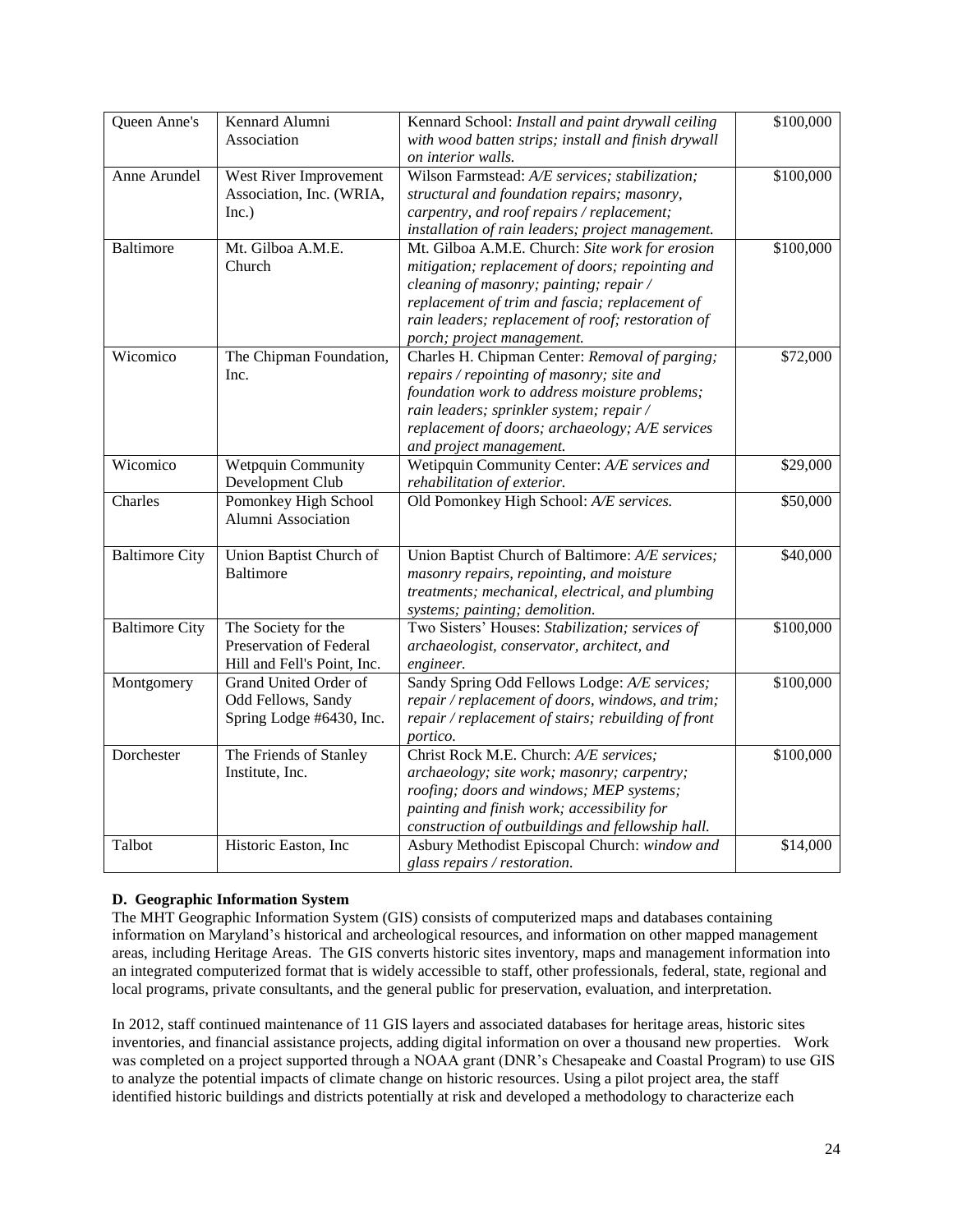| Queen Anne's | Kennard Alumni Association | Kennard School: *Install and paint drywall ceiling with wood batten strips; install and finish drywall on interior walls.* | $100,000 |
|---|---|---|---|
| Anne Arundel | West River Improvement Association, Inc. (WRIA, Inc.) | Wilson Farmstead: *A/E services; stabilization; structural and foundation repairs; masonry, carpentry, and roof repairs / replacement; installation of rain leaders; project management.* | $100,000 |
| Baltimore | Mt. Gilboa A.M.E. Church | Mt. Gilboa A.M.E. Church: *Site work for erosion mitigation; replacement of doors; repointing and cleaning of masonry; painting; repair / replacement of trim and fascia; replacement of rain leaders; replacement of roof; restoration of porch; project management.* | $100,000 |
| Wicomico | The Chipman Foundation, Inc. | Charles H. Chipman Center: *Removal of parging; repairs / repointing of masonry; site and foundation work to address moisture problems; rain leaders; sprinkler system; repair / replacement of doors; archaeology; A/E services and project management.* | $72,000 |
| Wicomico | Wetpquin Community Development Club | Wetipquin Community Center: *A/E services and rehabilitation of exterior.* | $29,000 |
| Charles | Pomonkey High School Alumni Association | Old Pomonkey High School: *A/E services.* | $50,000 |
| Baltimore City | Union Baptist Church of Baltimore | Union Baptist Church of Baltimore: *A/E services; masonry repairs, repointing, and moisture treatments; mechanical, electrical, and plumbing systems; painting; demolition.* | $40,000 |
| Baltimore City | The Society for the Preservation of Federal Hill and Fell's Point, Inc. | Two Sisters' Houses: *Stabilization; services of archaeologist, conservator, architect, and engineer.* | $100,000 |
| Montgomery | Grand United Order of Odd Fellows, Sandy Spring Lodge #6430, Inc. | Sandy Spring Odd Fellows Lodge: *A/E services; repair / replacement of doors, windows, and trim; repair / replacement of stairs; rebuilding of front portico.* | $100,000 |
| Dorchester | The Friends of Stanley Institute, Inc. | Christ Rock M.E. Church: *A/E services; archaeology; site work; masonry; carpentry; roofing; doors and windows; MEP systems; painting and finish work; accessibility for construction of outbuildings and fellowship hall.* | $100,000 |
| Talbot | Historic Easton, Inc | Asbury Methodist Episcopal Church: *window and glass repairs / restoration.* | $14,000 |

**D. Geographic Information System**

The MHT Geographic Information System (GIS) consists of computerized maps and databases containing information on Maryland's historical and archeological resources, and information on other mapped management areas, including Heritage Areas. The GIS converts historic sites inventory, maps and management information into an integrated computerized format that is widely accessible to staff, other professionals, federal, state, regional and local programs, private consultants, and the general public for preservation, evaluation, and interpretation.

In 2012, staff continued maintenance of 11 GIS layers and associated databases for heritage areas, historic sites inventories, and financial assistance projects, adding digital information on over a thousand new properties. Work was completed on a project supported through a NOAA grant (DNR's Chesapeake and Coastal Program) to use GIS to analyze the potential impacts of climate change on historic resources. Using a pilot project area, the staff identified historic buildings and districts potentially at risk and developed a methodology to characterize each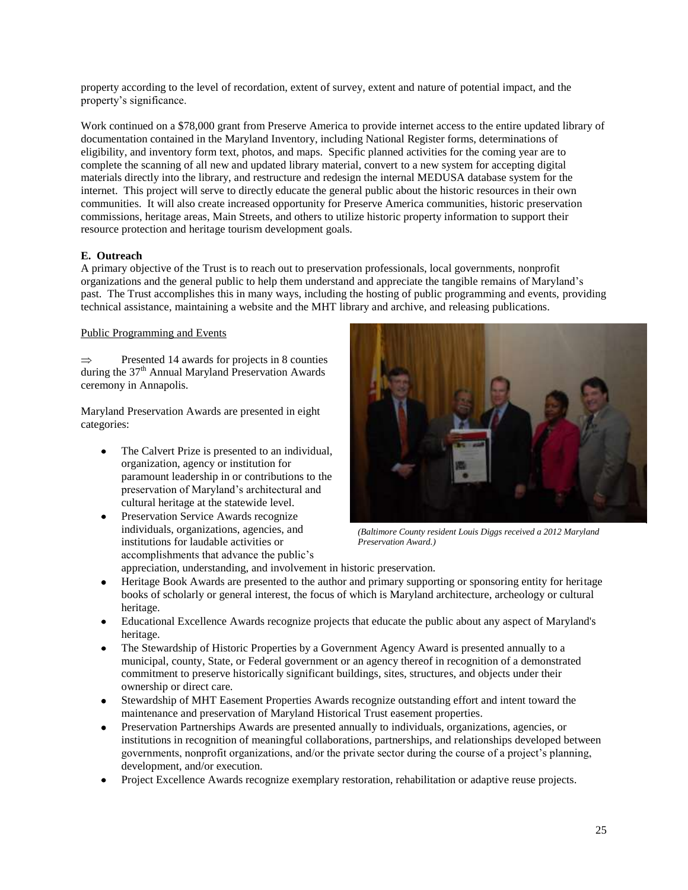property according to the level of recordation, extent of survey, extent and nature of potential impact, and the property's significance.

Work continued on a $78,000 grant from Preserve America to provide internet access to the entire updated library of documentation contained in the Maryland Inventory, including National Register forms, determinations of eligibility, and inventory form text, photos, and maps. Specific planned activities for the coming year are to complete the scanning of all new and updated library material, convert to a new system for accepting digital materials directly into the library, and restructure and redesign the internal MEDUSA database system for the internet. This project will serve to directly educate the general public about the historic resources in their own communities. It will also create increased opportunity for Preserve America communities, historic preservation commissions, heritage areas, Main Streets, and others to utilize historic property information to support their resource protection and heritage tourism development goals.

**E. Outreach**

A primary objective of the Trust is to reach out to preservation professionals, local governments, nonprofit organizations and the general public to help them understand and appreciate the tangible remains of Maryland's past. The Trust accomplishes this in many ways, including the hosting of public programming and events, providing technical assistance, maintaining a website and the MHT library and archive, and releasing publications.

Public Programming and Events

⇒ Presented 14 awards for projects in 8 counties during the 37th Annual Maryland Preservation Awards ceremony in Annapolis.

*(Baltimore County resident Louis Diggs received a 2012 Maryland Preservation Award.)*

Maryland Preservation Awards are presented in eight categories:

- The Calvert Prize is presented to an individual, organization, agency or institution for paramount leadership in or contributions to the preservation of Maryland's architectural and cultural heritage at the statewide level.
- Preservation Service Awards recognize individuals, organizations, agencies, and institutions for laudable activities or accomplishments that advance the public's appreciation, understanding, and involvement in historic preservation.
- Heritage Book Awards are presented to the author and primary supporting or sponsoring entity for heritage books of scholarly or general interest, the focus of which is Maryland architecture, archeology or cultural heritage.
- Educational Excellence Awards recognize projects that educate the public about any aspect of Maryland's heritage.
- The Stewardship of Historic Properties by a Government Agency Award is presented annually to a municipal, county, State, or Federal government or an agency thereof in recognition of a demonstrated commitment to preserve historically significant buildings, sites, structures, and objects under their ownership or direct care.
- Stewardship of MHT Easement Properties Awards recognize outstanding effort and intent toward the maintenance and preservation of Maryland Historical Trust easement properties.
- Preservation Partnerships Awards are presented annually to individuals, organizations, agencies, or institutions in recognition of meaningful collaborations, partnerships, and relationships developed between governments, nonprofit organizations, and/or the private sector during the course of a project's planning, development, and/or execution.
- Project Excellence Awards recognize exemplary restoration, rehabilitation or adaptive reuse projects.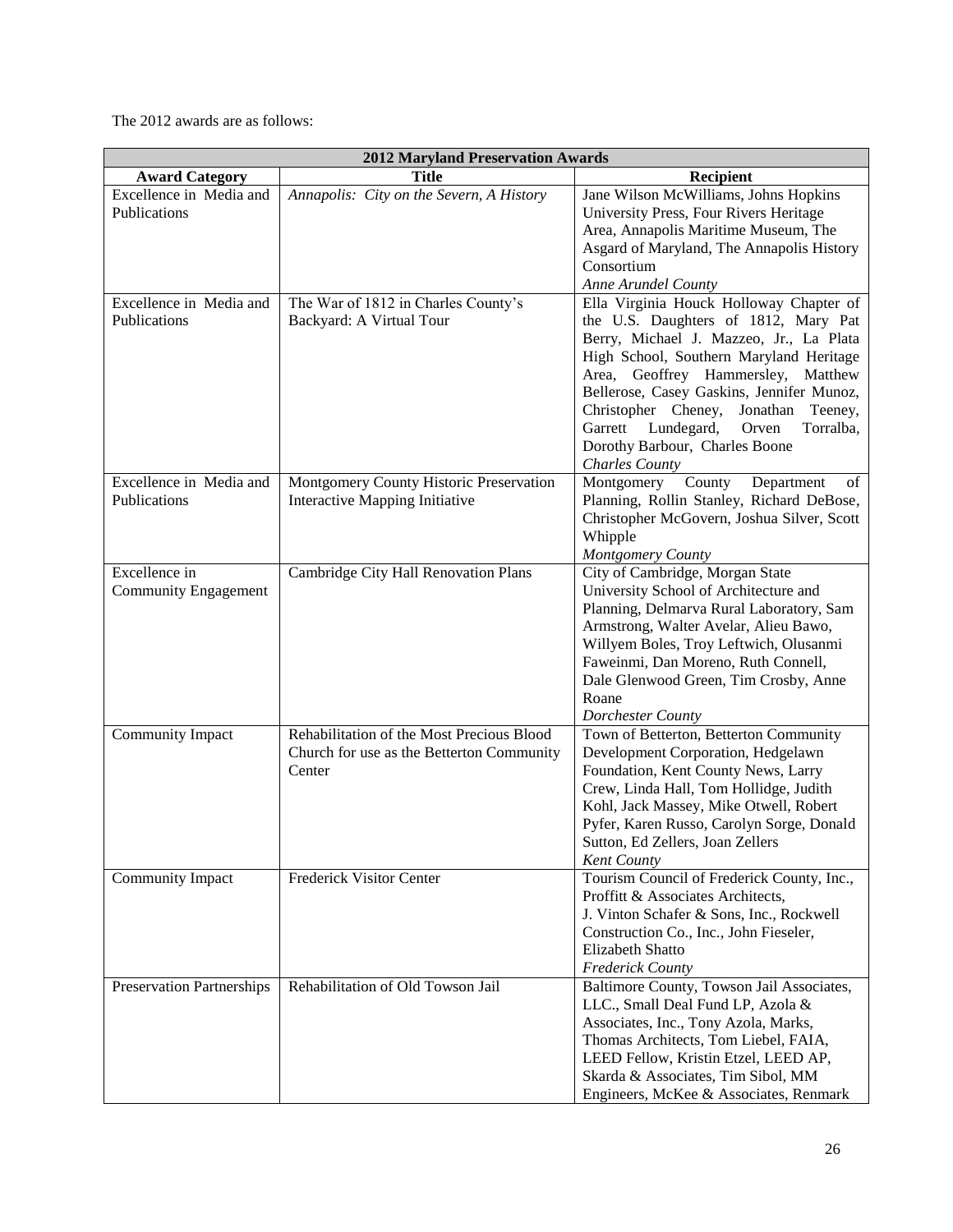The 2012 awards are as follows:

| 2012 Maryland Preservation Awards | | |
|---|---|---|
| **Award Category** | **Title** | **Recipient** |
| Excellence in Media and Publications | *Annapolis: City on the Severn, A History* | Jane Wilson McWilliams, Johns Hopkins University Press, Four Rivers Heritage Area, Annapolis Maritime Museum, The Asgard of Maryland, The Annapolis History Consortium<br>*Anne Arundel County* |
| Excellence in Media and Publications | The War of 1812 in Charles County's Backyard: A Virtual Tour | Ella Virginia Houck Holloway Chapter of the U.S. Daughters of 1812, Mary Pat Berry, Michael J. Mazzeo, Jr., La Plata High School, Southern Maryland Heritage Area, Geoffrey Hammersley, Matthew Bellerose, Casey Gaskins, Jennifer Munoz, Christopher Cheney, Jonathan Teeney, Garrett Lundegard, Orven Torralba, Dorothy Barbour, Charles Boone<br>*Charles County* |
| Excellence in Media and Publications | Montgomery County Historic Preservation Interactive Mapping Initiative | Montgomery County Department of Planning, Rollin Stanley, Richard DeBose, Christopher McGovern, Joshua Silver, Scott Whipple<br>*Montgomery County* |
| Excellence in Community Engagement | Cambridge City Hall Renovation Plans | City of Cambridge, Morgan State University School of Architecture and Planning, Delmarva Rural Laboratory, Sam Armstrong, Walter Avelar, Alieu Bawo, Willyem Boles, Troy Leftwich, Olusanmi Faweinmi, Dan Moreno, Ruth Connell, Dale Glenwood Green, Tim Crosby, Anne Roane<br>*Dorchester County* |
| Community Impact | Rehabilitation of the Most Precious Blood Church for use as the Betterton Community Center | Town of Betterton, Betterton Community Development Corporation, Hedgelawn Foundation, Kent County News, Larry Crew, Linda Hall, Tom Hollidge, Judith Kohl, Jack Massey, Mike Otwell, Robert Pyfer, Karen Russo, Carolyn Sorge, Donald Sutton, Ed Zellers, Joan Zellers<br>*Kent County* |
| Community Impact | Frederick Visitor Center | Tourism Council of Frederick County, Inc., Proffitt & Associates Architects, J. Vinton Schafer & Sons, Inc., Rockwell Construction Co., Inc., John Fieseler, Elizabeth Shatto<br>*Frederick County* |
| Preservation Partnerships | Rehabilitation of Old Towson Jail | Baltimore County, Towson Jail Associates, LLC., Small Deal Fund LP, Azola & Associates, Inc., Tony Azola, Marks, Thomas Architects, Tom Liebel, FAIA, LEED Fellow, Kristin Etzel, LEED AP, Skarda & Associates, Tim Sibol, MM Engineers, McKee & Associates, Renmark |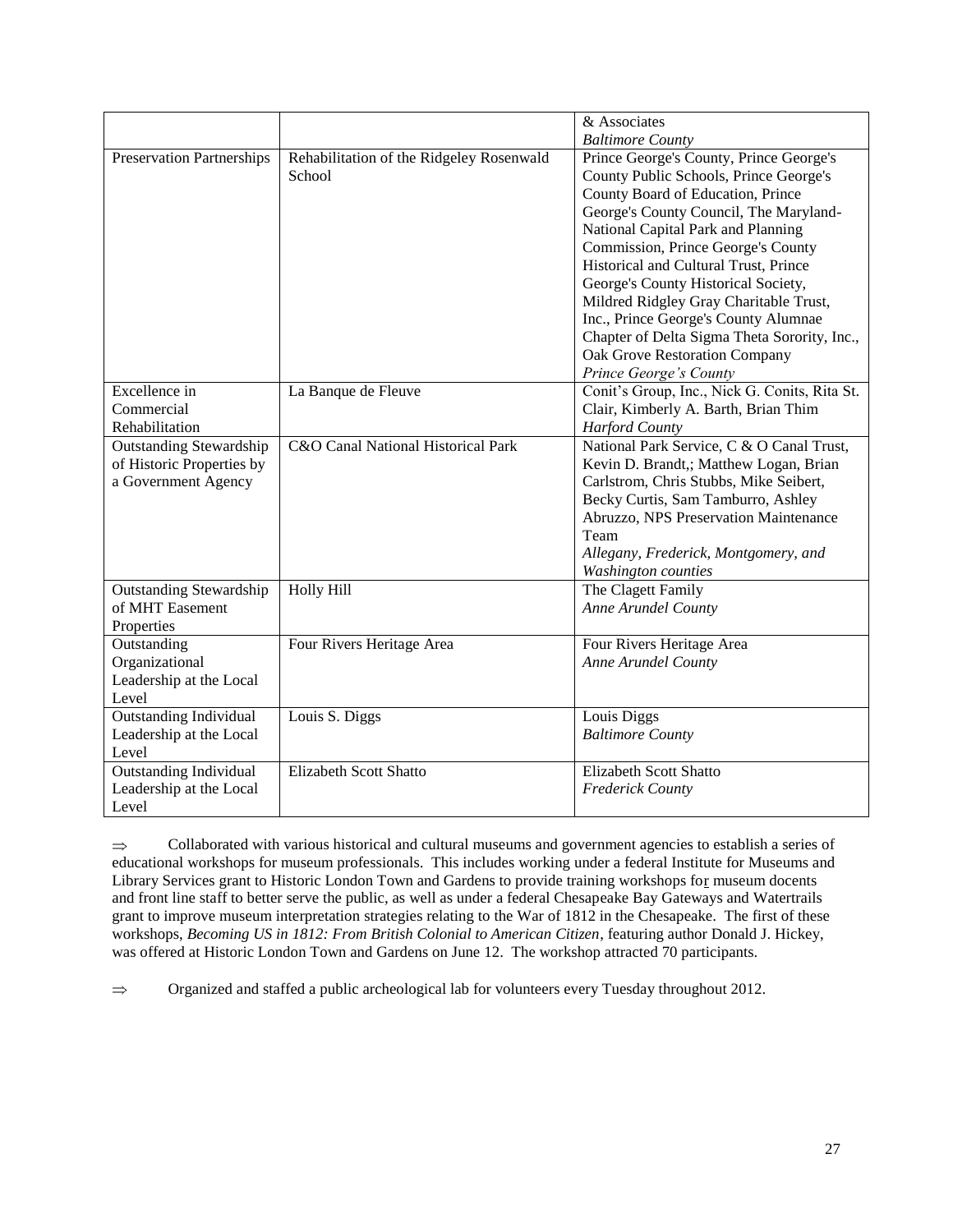| | | & Associates<br>*Baltimore County* |
|---|---|---|
| Preservation Partnerships | Rehabilitation of the Ridgeley Rosenwald School | Prince George's County, Prince George's County Public Schools, Prince George's County Board of Education, Prince George's County Council, The Maryland-National Capital Park and Planning Commission, Prince George's County Historical and Cultural Trust, Prince George's County Historical Society, Mildred Ridgley Gray Charitable Trust, Inc., Prince George's County Alumnae Chapter of Delta Sigma Theta Sorority, Inc., Oak Grove Restoration Company<br>*Prince George's County* |
| Excellence in Commercial Rehabilitation | La Banque de Fleuve | Conit's Group, Inc., Nick G. Conits, Rita St. Clair, Kimberly A. Barth, Brian Thim<br>*Harford County* |
| Outstanding Stewardship of Historic Properties by a Government Agency | C&O Canal National Historical Park | National Park Service, C & O Canal Trust, Kevin D. Brandt,; Matthew Logan, Brian Carlstrom, Chris Stubbs, Mike Seibert, Becky Curtis, Sam Tamburro, Ashley Abruzzo, NPS Preservation Maintenance Team<br>*Allegany, Frederick, Montgomery, and Washington counties* |
| Outstanding Stewardship of MHT Easement Properties | Holly Hill | The Clagett Family<br>*Anne Arundel County* |
| Outstanding Organizational Leadership at the Local Level | Four Rivers Heritage Area | Four Rivers Heritage Area<br>*Anne Arundel County* |
| Outstanding Individual Leadership at the Local Level | Louis S. Diggs | Louis Diggs<br>*Baltimore County* |
| Outstanding Individual Leadership at the Local Level | Elizabeth Scott Shatto | Elizabeth Scott Shatto<br>*Frederick County* |

⇒ Collaborated with various historical and cultural museums and government agencies to establish a series of educational workshops for museum professionals. This includes working under a federal Institute for Museums and Library Services grant to Historic London Town and Gardens to provide training workshops for museum docents and front line staff to better serve the public, as well as under a federal Chesapeake Bay Gateways and Watertrails grant to improve museum interpretation strategies relating to the War of 1812 in the Chesapeake. The first of these workshops, *Becoming US in 1812: From British Colonial to American Citizen*, featuring author Donald J. Hickey, was offered at Historic London Town and Gardens on June 12. The workshop attracted 70 participants.

⇒ Organized and staffed a public archeological lab for volunteers every Tuesday throughout 2012.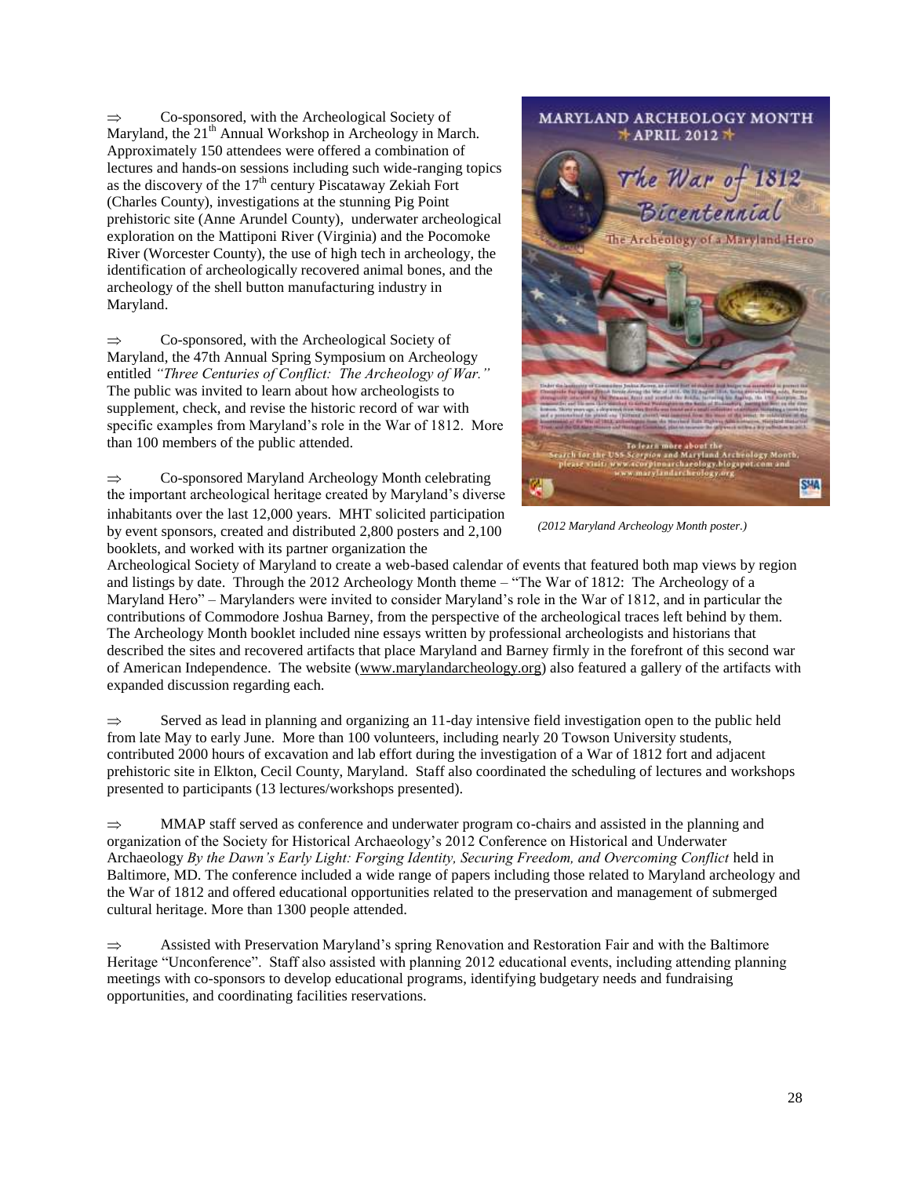⇒ Co-sponsored, with the Archeological Society of Maryland, the 21st Annual Workshop in Archeology in March. Approximately 150 attendees were offered a combination of lectures and hands-on sessions including such wide-ranging topics as the discovery of the 17th century Piscataway Zekiah Fort (Charles County), investigations at the stunning Pig Point prehistoric site (Anne Arundel County), underwater archeological exploration on the Mattiponi River (Virginia) and the Pocomoke River (Worcester County), the use of high tech in archeology, the identification of archeologically recovered animal bones, and the archeology of the shell button manufacturing industry in Maryland.

⇒ Co-sponsored, with the Archeological Society of Maryland, the 47th Annual Spring Symposium on Archeology entitled *"Three Centuries of Conflict: The Archeology of War."* The public was invited to learn about how archeologists to supplement, check, and revise the historic record of war with specific examples from Maryland's role in the War of 1812. More than 100 members of the public attended.

*(2012 Maryland Archeology Month poster.)*

⇒ Co-sponsored Maryland Archeology Month celebrating the important archeological heritage created by Maryland's diverse inhabitants over the last 12,000 years. MHT solicited participation by event sponsors, created and distributed 2,800 posters and 2,100 booklets, and worked with its partner organization the Archeological Society of Maryland to create a web-based calendar of events that featured both map views by region and listings by date. Through the 2012 Archeology Month theme – "The War of 1812: The Archeology of a Maryland Hero" – Marylanders were invited to consider Maryland's role in the War of 1812, and in particular the contributions of Commodore Joshua Barney, from the perspective of the archeological traces left behind by them. The Archeology Month booklet included nine essays written by professional archeologists and historians that described the sites and recovered artifacts that place Maryland and Barney firmly in the forefront of this second war of American Independence. The website (www.marylandarcheology.org) also featured a gallery of the artifacts with expanded discussion regarding each.

⇒ Served as lead in planning and organizing an 11-day intensive field investigation open to the public held from late May to early June. More than 100 volunteers, including nearly 20 Towson University students, contributed 2000 hours of excavation and lab effort during the investigation of a War of 1812 fort and adjacent prehistoric site in Elkton, Cecil County, Maryland. Staff also coordinated the scheduling of lectures and workshops presented to participants (13 lectures/workshops presented).

⇒ MMAP staff served as conference and underwater program co-chairs and assisted in the planning and organization of the Society for Historical Archaeology's 2012 Conference on Historical and Underwater Archaeology *By the Dawn's Early Light: Forging Identity, Securing Freedom, and Overcoming Conflict* held in Baltimore, MD. The conference included a wide range of papers including those related to Maryland archeology and the War of 1812 and offered educational opportunities related to the preservation and management of submerged cultural heritage. More than 1300 people attended.

⇒ Assisted with Preservation Maryland's spring Renovation and Restoration Fair and with the Baltimore Heritage "Unconference". Staff also assisted with planning 2012 educational events, including attending planning meetings with co-sponsors to develop educational programs, identifying budgetary needs and fundraising opportunities, and coordinating facilities reservations.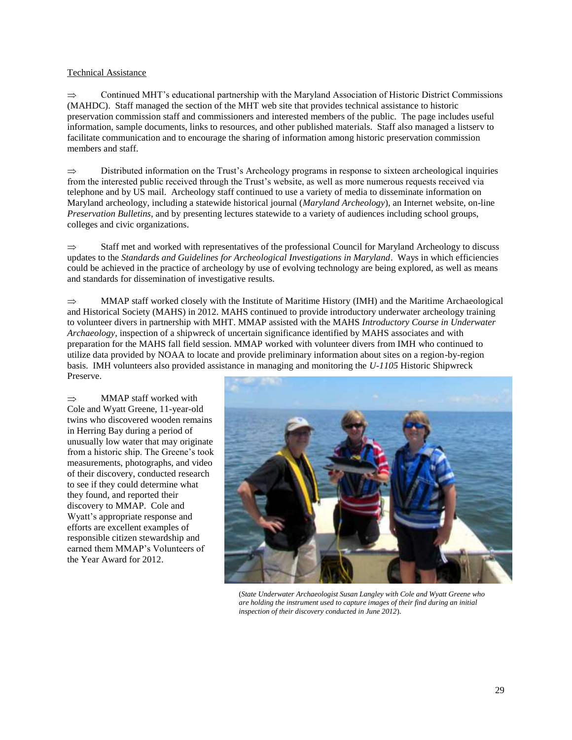Technical Assistance

⇒ Continued MHT's educational partnership with the Maryland Association of Historic District Commissions (MAHDC). Staff managed the section of the MHT web site that provides technical assistance to historic preservation commission staff and commissioners and interested members of the public. The page includes useful information, sample documents, links to resources, and other published materials. Staff also managed a listserv to facilitate communication and to encourage the sharing of information among historic preservation commission members and staff.

⇒ Distributed information on the Trust's Archeology programs in response to sixteen archeological inquiries from the interested public received through the Trust's website, as well as more numerous requests received via telephone and by US mail. Archeology staff continued to use a variety of media to disseminate information on Maryland archeology, including a statewide historical journal (*Maryland Archeology*), an Internet website, on-line *Preservation Bulletins*, and by presenting lectures statewide to a variety of audiences including school groups, colleges and civic organizations.

⇒ Staff met and worked with representatives of the professional Council for Maryland Archeology to discuss updates to the *Standards and Guidelines for Archeological Investigations in Maryland*. Ways in which efficiencies could be achieved in the practice of archeology by use of evolving technology are being explored, as well as means and standards for dissemination of investigative results.

⇒ MMAP staff worked closely with the Institute of Maritime History (IMH) and the Maritime Archaeological and Historical Society (MAHS) in 2012. MAHS continued to provide introductory underwater archeology training to volunteer divers in partnership with MHT. MMAP assisted with the MAHS *Introductory Course in Underwater Archaeology*, inspection of a shipwreck of uncertain significance identified by MAHS associates and with preparation for the MAHS fall field session. MMAP worked with volunteer divers from IMH who continued to utilize data provided by NOAA to locate and provide preliminary information about sites on a region-by-region basis. IMH volunteers also provided assistance in managing and monitoring the *U-1105* Historic Shipwreck Preserve.

⇒ MMAP staff worked with Cole and Wyatt Greene, 11-year-old twins who discovered wooden remains in Herring Bay during a period of unusually low water that may originate from a historic ship. The Greene's took measurements, photographs, and video of their discovery, conducted research to see if they could determine what they found, and reported their discovery to MMAP. Cole and Wyatt's appropriate response and efforts are excellent examples of responsible citizen stewardship and earned them MMAP's Volunteers of the Year Award for 2012.

(*State Underwater Archaeologist Susan Langley with Cole and Wyatt Greene who are holding the instrument used to capture images of their find during an initial inspection of their discovery conducted in June 2012*).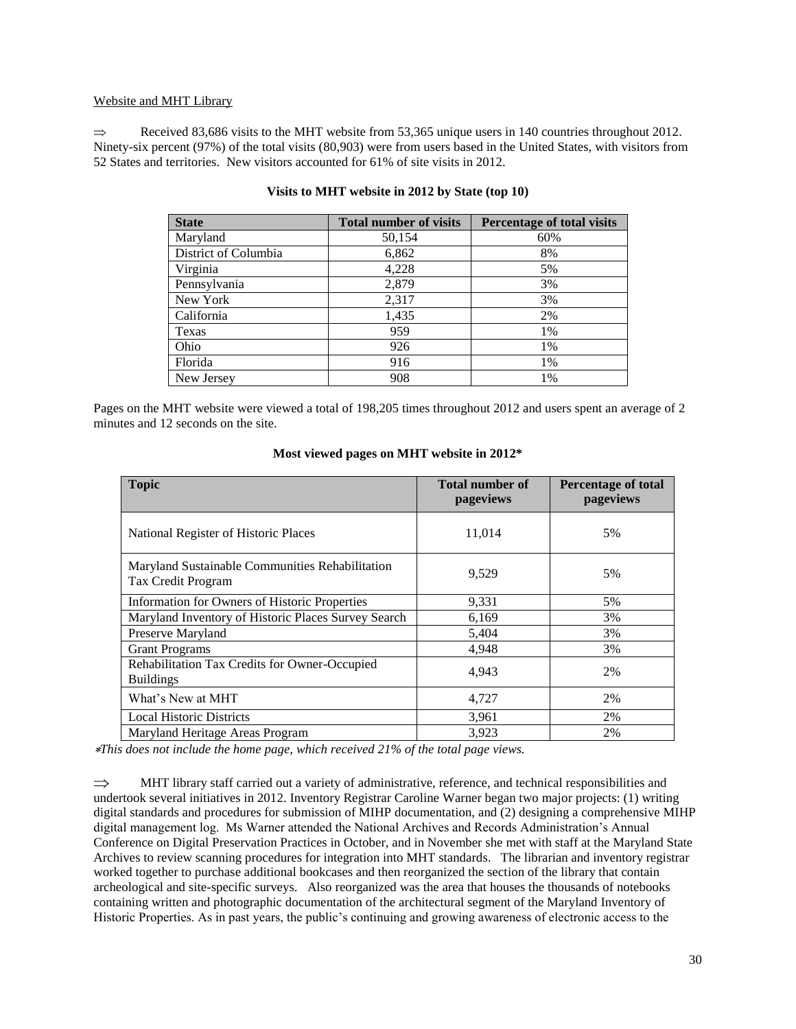Website and MHT Library

⇒ Received 83,686 visits to the MHT website from 53,365 unique users in 140 countries throughout 2012. Ninety-six percent (97%) of the total visits (80,903) were from users based in the United States, with visitors from 52 States and territories. New visitors accounted for 61% of site visits in 2012.

**Visits to MHT website in 2012 by State (top 10)**

| State | Total number of visits | Percentage of total visits |
|---|---|---|
| Maryland | 50,154 | 60% |
| District of Columbia | 6,862 | 8% |
| Virginia | 4,228 | 5% |
| Pennsylvania | 2,879 | 3% |
| New York | 2,317 | 3% |
| California | 1,435 | 2% |
| Texas | 959 | 1% |
| Ohio | 926 | 1% |
| Florida | 916 | 1% |
| New Jersey | 908 | 1% |

Pages on the MHT website were viewed a total of 198,205 times throughout 2012 and users spent an average of 2 minutes and 12 seconds on the site.

**Most viewed pages on MHT website in 2012***

| Topic | Total number of pageviews | Percentage of total pageviews |
|---|---|---|
| National Register of Historic Places | 11,014 | 5% |
| Maryland Sustainable Communities Rehabilitation Tax Credit Program | 9,529 | 5% |
| Information for Owners of Historic Properties | 9,331 | 5% |
| Maryland Inventory of Historic Places Survey Search | 6,169 | 3% |
| Preserve Maryland | 5,404 | 3% |
| Grant Programs | 4,948 | 3% |
| Rehabilitation Tax Credits for Owner-Occupied Buildings | 4,943 | 2% |
| What's New at MHT | 4,727 | 2% |
| Local Historic Districts | 3,961 | 2% |
| Maryland Heritage Areas Program | 3,923 | 2% |

**This does not include the home page, which received 21% of the total page views.*

⇒ MHT library staff carried out a variety of administrative, reference, and technical responsibilities and undertook several initiatives in 2012. Inventory Registrar Caroline Warner began two major projects: (1) writing digital standards and procedures for submission of MIHP documentation, and (2) designing a comprehensive MIHP digital management log. Ms Warner attended the National Archives and Records Administration's Annual Conference on Digital Preservation Practices in October, and in November she met with staff at the Maryland State Archives to review scanning procedures for integration into MHT standards. The librarian and inventory registrar worked together to purchase additional bookcases and then reorganized the section of the library that contain archeological and site-specific surveys. Also reorganized was the area that houses the thousands of notebooks containing written and photographic documentation of the architectural segment of the Maryland Inventory of Historic Properties. As in past years, the public's continuing and growing awareness of electronic access to the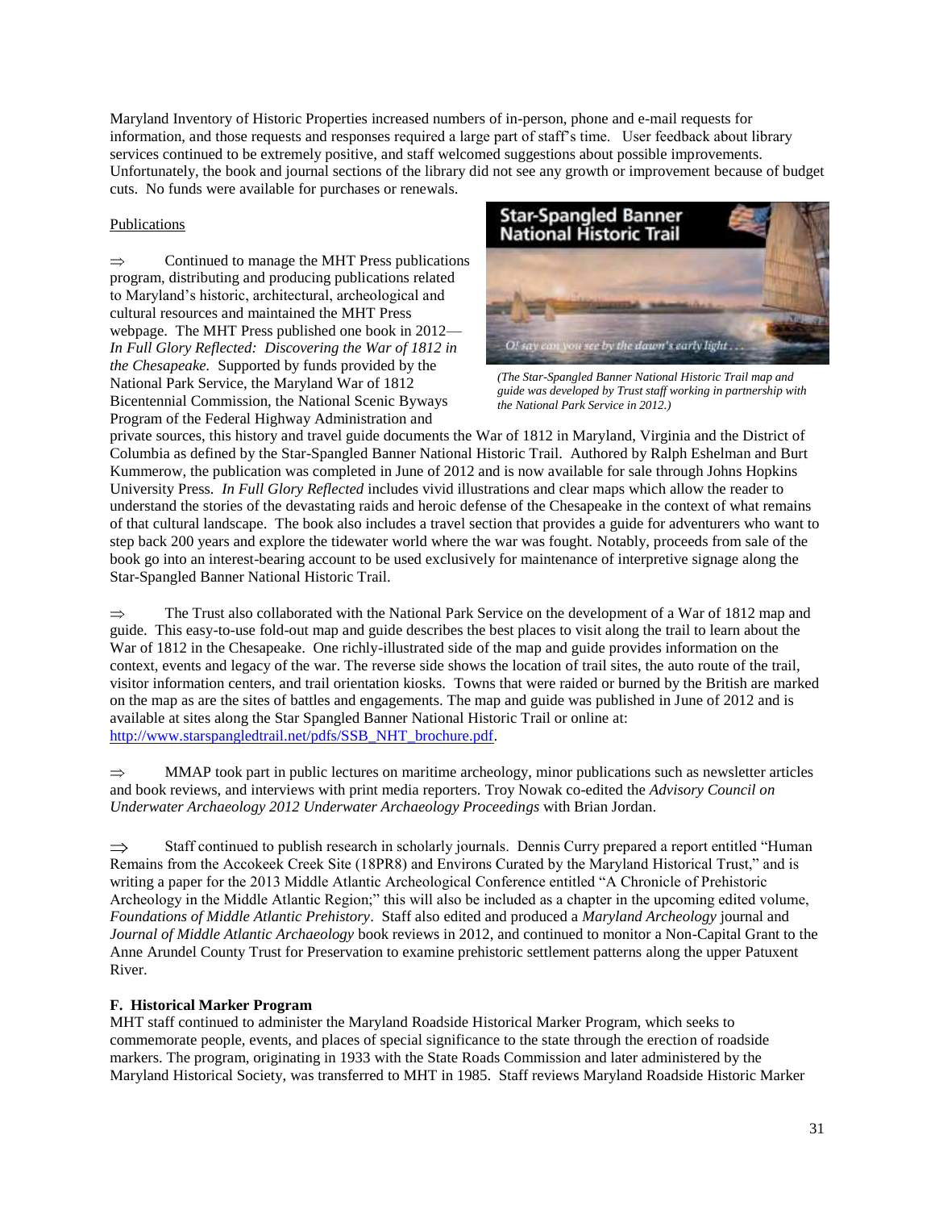Maryland Inventory of Historic Properties increased numbers of in-person, phone and e-mail requests for information, and those requests and responses required a large part of staff's time. User feedback about library services continued to be extremely positive, and staff welcomed suggestions about possible improvements. Unfortunately, the book and journal sections of the library did not see any growth or improvement because of budget cuts. No funds were available for purchases or renewals.

Publications

⇒ Continued to manage the MHT Press publications program, distributing and producing publications related to Maryland's historic, architectural, archeological and cultural resources and maintained the MHT Press webpage. The MHT Press published one book in 2012—*In Full Glory Reflected: Discovering the War of 1812 in the Chesapeake.* Supported by funds provided by the National Park Service, the Maryland War of 1812 Bicentennial Commission, the National Scenic Byways Program of the Federal Highway Administration and private sources, this history and travel guide documents the War of 1812 in Maryland, Virginia and the District of Columbia as defined by the Star-Spangled Banner National Historic Trail. Authored by Ralph Eshelman and Burt Kummerow, the publication was completed in June of 2012 and is now available for sale through Johns Hopkins University Press. *In Full Glory Reflected* includes vivid illustrations and clear maps which allow the reader to understand the stories of the devastating raids and heroic defense of the Chesapeake in the context of what remains of that cultural landscape. The book also includes a travel section that provides a guide for adventurers who want to step back 200 years and explore the tidewater world where the war was fought. Notably, proceeds from sale of the book go into an interest-bearing account to be used exclusively for maintenance of interpretive signage along the Star-Spangled Banner National Historic Trail.

*(The Star-Spangled Banner National Historic Trail map and guide was developed by Trust staff working in partnership with the National Park Service in 2012.)*

⇒ The Trust also collaborated with the National Park Service on the development of a War of 1812 map and guide. This easy-to-use fold-out map and guide describes the best places to visit along the trail to learn about the War of 1812 in the Chesapeake. One richly-illustrated side of the map and guide provides information on the context, events and legacy of the war. The reverse side shows the location of trail sites, the auto route of the trail, visitor information centers, and trail orientation kiosks. Towns that were raided or burned by the British are marked on the map as are the sites of battles and engagements. The map and guide was published in June of 2012 and is available at sites along the Star Spangled Banner National Historic Trail or online at: http://www.starspangledtrail.net/pdfs/SSB_NHT_brochure.pdf.

⇒ MMAP took part in public lectures on maritime archeology, minor publications such as newsletter articles and book reviews, and interviews with print media reporters. Troy Nowak co-edited the *Advisory Council on Underwater Archaeology 2012 Underwater Archaeology Proceedings* with Brian Jordan.

⇒ Staff continued to publish research in scholarly journals. Dennis Curry prepared a report entitled "Human Remains from the Accokeek Creek Site (18PR8) and Environs Curated by the Maryland Historical Trust," and is writing a paper for the 2013 Middle Atlantic Archeological Conference entitled "A Chronicle of Prehistoric Archeology in the Middle Atlantic Region;" this will also be included as a chapter in the upcoming edited volume, *Foundations of Middle Atlantic Prehistory*. Staff also edited and produced a *Maryland Archeology* journal and *Journal of Middle Atlantic Archaeology* book reviews in 2012, and continued to monitor a Non-Capital Grant to the Anne Arundel County Trust for Preservation to examine prehistoric settlement patterns along the upper Patuxent River.

**F. Historical Marker Program**

MHT staff continued to administer the Maryland Roadside Historical Marker Program, which seeks to commemorate people, events, and places of special significance to the state through the erection of roadside markers. The program, originating in 1933 with the State Roads Commission and later administered by the Maryland Historical Society, was transferred to MHT in 1985. Staff reviews Maryland Roadside Historic Marker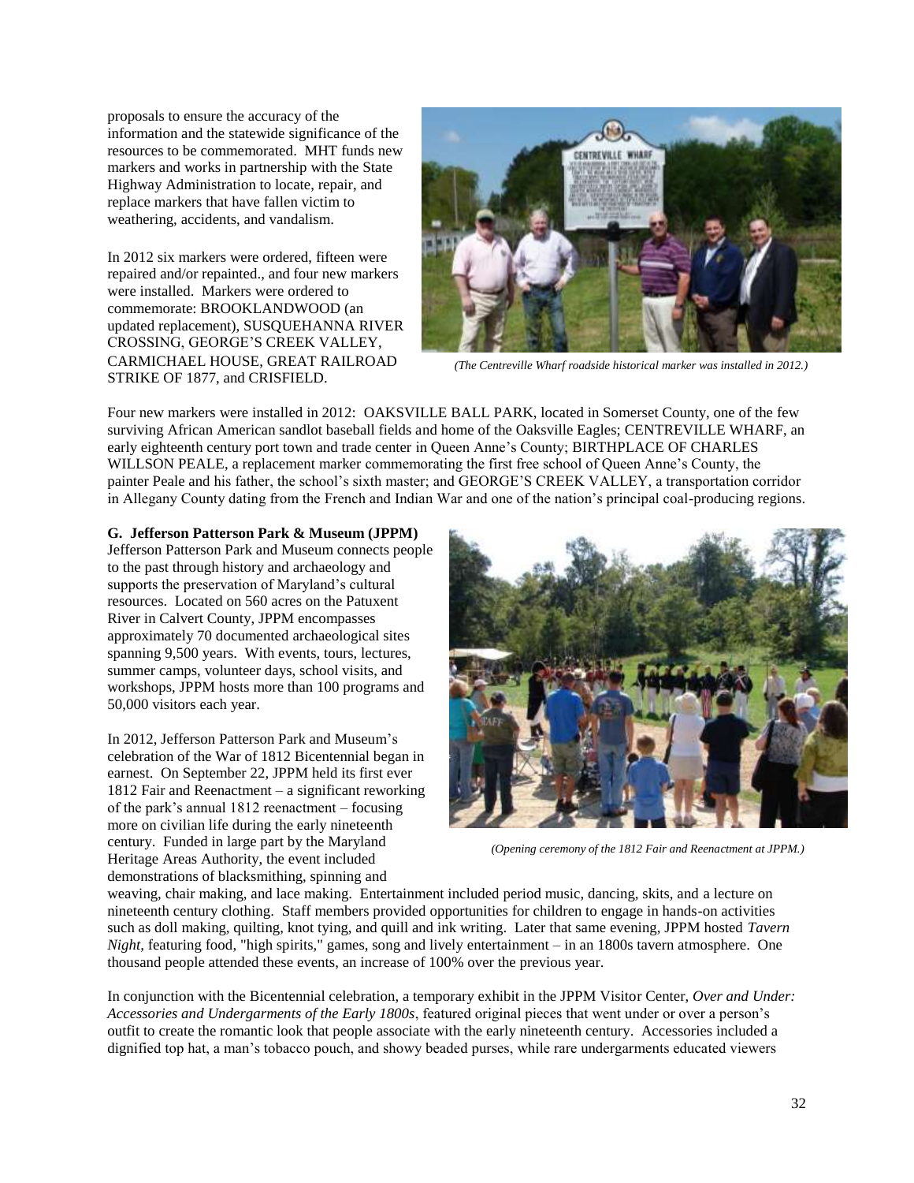proposals to ensure the accuracy of the information and the statewide significance of the resources to be commemorated. MHT funds new markers and works in partnership with the State Highway Administration to locate, repair, and replace markers that have fallen victim to weathering, accidents, and vandalism.

In 2012 six markers were ordered, fifteen were repaired and/or repainted., and four new markers were installed. Markers were ordered to commemorate: BROOKLANDWOOD (an updated replacement), SUSQUEHANNA RIVER CROSSING, GEORGE'S CREEK VALLEY, CARMICHAEL HOUSE, GREAT RAILROAD STRIKE OF 1877, and CRISFIELD.

*(The Centreville Wharf roadside historical marker was installed in 2012.)*

Four new markers were installed in 2012: OAKSVILLE BALL PARK, located in Somerset County, one of the few surviving African American sandlot baseball fields and home of the Oaksville Eagles; CENTREVILLE WHARF, an early eighteenth century port town and trade center in Queen Anne's County; BIRTHPLACE OF CHARLES WILLSON PEALE, a replacement marker commemorating the first free school of Queen Anne's County, the painter Peale and his father, the school's sixth master; and GEORGE'S CREEK VALLEY, a transportation corridor in Allegany County dating from the French and Indian War and one of the nation's principal coal-producing regions.

**G. Jefferson Patterson Park & Museum (JPPM)**

Jefferson Patterson Park and Museum connects people to the past through history and archaeology and supports the preservation of Maryland's cultural resources. Located on 560 acres on the Patuxent River in Calvert County, JPPM encompasses approximately 70 documented archaeological sites spanning 9,500 years. With events, tours, lectures, summer camps, volunteer days, school visits, and workshops, JPPM hosts more than 100 programs and 50,000 visitors each year.

In 2012, Jefferson Patterson Park and Museum's celebration of the War of 1812 Bicentennial began in earnest. On September 22, JPPM held its first ever 1812 Fair and Reenactment – a significant reworking of the park's annual 1812 reenactment – focusing more on civilian life during the early nineteenth century. Funded in large part by the Maryland Heritage Areas Authority, the event included demonstrations of blacksmithing, spinning and weaving, chair making, and lace making. Entertainment included period music, dancing, skits, and a lecture on nineteenth century clothing. Staff members provided opportunities for children to engage in hands-on activities such as doll making, quilting, knot tying, and quill and ink writing. Later that same evening, JPPM hosted *Tavern Night*, featuring food, "high spirits," games, song and lively entertainment – in an 1800s tavern atmosphere. One thousand people attended these events, an increase of 100% over the previous year.

*(Opening ceremony of the 1812 Fair and Reenactment at JPPM.)*

In conjunction with the Bicentennial celebration, a temporary exhibit in the JPPM Visitor Center, *Over and Under: Accessories and Undergarments of the Early 1800s*, featured original pieces that went under or over a person's outfit to create the romantic look that people associate with the early nineteenth century. Accessories included a dignified top hat, a man's tobacco pouch, and showy beaded purses, while rare undergarments educated viewers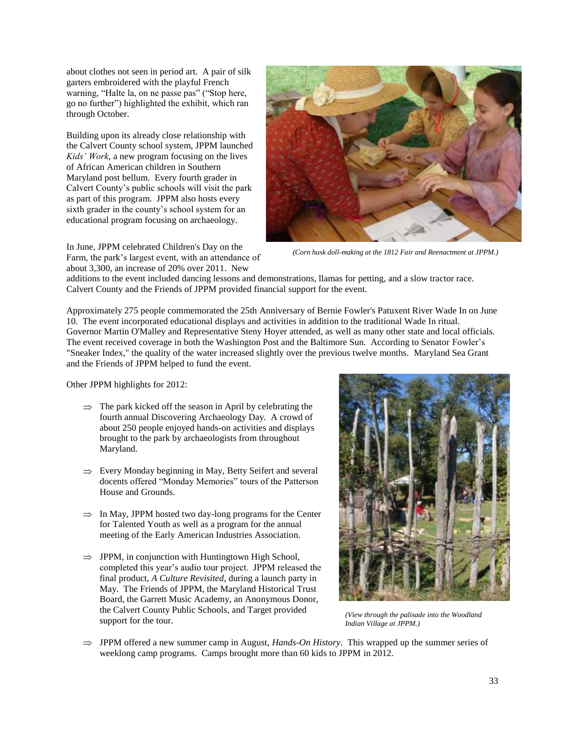about clothes not seen in period art. A pair of silk garters embroidered with the playful French warning, "Halte la, on ne passe pas" ("Stop here, go no further") highlighted the exhibit, which ran through October.

Building upon its already close relationship with the Calvert County school system, JPPM launched *Kids' Work*, a new program focusing on the lives of African American children in Southern Maryland post bellum. Every fourth grader in Calvert County's public schools will visit the park as part of this program. JPPM also hosts every sixth grader in the county's school system for an educational program focusing on archaeology.

*(Corn husk doll-making at the 1812 Fair and Reenactment at JPPM.)*

In June, JPPM celebrated Children's Day on the Farm, the park's largest event, with an attendance of about 3,300, an increase of 20% over 2011. New additions to the event included dancing lessons and demonstrations, llamas for petting, and a slow tractor race. Calvert County and the Friends of JPPM provided financial support for the event.

Approximately 275 people commemorated the 25th Anniversary of Bernie Fowler's Patuxent River Wade In on June 10. The event incorporated educational displays and activities in addition to the traditional Wade In ritual. Governor Martin O'Malley and Representative Steny Hoyer attended, as well as many other state and local officials. The event received coverage in both the Washington Post and the Baltimore Sun. According to Senator Fowler's "Sneaker Index," the quality of the water increased slightly over the previous twelve months. Maryland Sea Grant and the Friends of JPPM helped to fund the event.

Other JPPM highlights for 2012:

- ⇒ The park kicked off the season in April by celebrating the fourth annual Discovering Archaeology Day. A crowd of about 250 people enjoyed hands-on activities and displays brought to the park by archaeologists from throughout Maryland.
- ⇒ Every Monday beginning in May, Betty Seifert and several docents offered "Monday Memories" tours of the Patterson House and Grounds.
- ⇒ In May, JPPM hosted two day-long programs for the Center for Talented Youth as well as a program for the annual meeting of the Early American Industries Association.
- ⇒ JPPM, in conjunction with Huntingtown High School, completed this year's audio tour project. JPPM released the final product, *A Culture Revisited*, during a launch party in May. The Friends of JPPM, the Maryland Historical Trust Board, the Garrett Music Academy, an Anonymous Donor, the Calvert County Public Schools, and Target provided support for the tour.
- ⇒ JPPM offered a new summer camp in August, *Hands-On History*. This wrapped up the summer series of weeklong camp programs. Camps brought more than 60 kids to JPPM in 2012.

*(View through the palisade into the Woodland Indian Village at JPPM.)*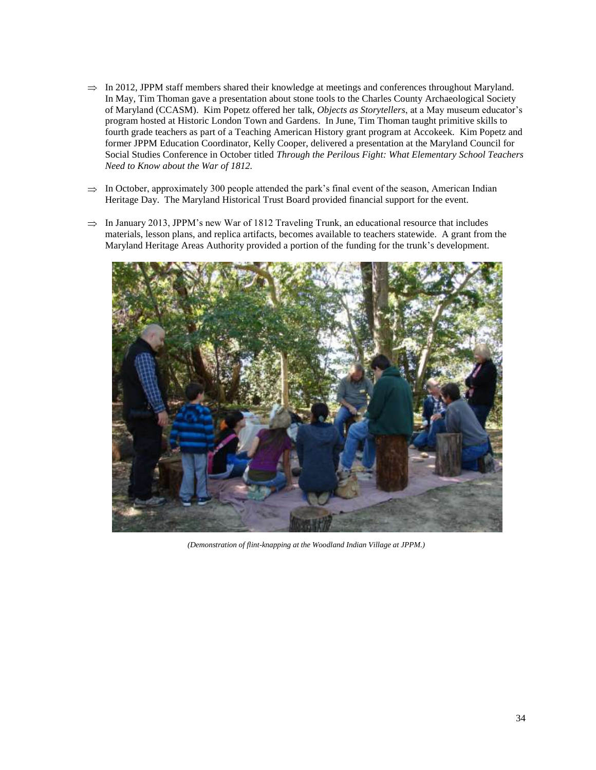- ⇒ In 2012, JPPM staff members shared their knowledge at meetings and conferences throughout Maryland. In May, Tim Thoman gave a presentation about stone tools to the Charles County Archaeological Society of Maryland (CCASM). Kim Popetz offered her talk, *Objects as Storytellers*, at a May museum educator's program hosted at Historic London Town and Gardens. In June, Tim Thoman taught primitive skills to fourth grade teachers as part of a Teaching American History grant program at Accokeek. Kim Popetz and former JPPM Education Coordinator, Kelly Cooper, delivered a presentation at the Maryland Council for Social Studies Conference in October titled *Through the Perilous Fight: What Elementary School Teachers Need to Know about the War of 1812.*

- ⇒ In October, approximately 300 people attended the park's final event of the season, American Indian Heritage Day. The Maryland Historical Trust Board provided financial support for the event.

- ⇒ In January 2013, JPPM's new War of 1812 Traveling Trunk, an educational resource that includes materials, lesson plans, and replica artifacts, becomes available to teachers statewide. A grant from the Maryland Heritage Areas Authority provided a portion of the funding for the trunk's development.

*(Demonstration of flint-knapping at the Woodland Indian Village at JPPM.)*